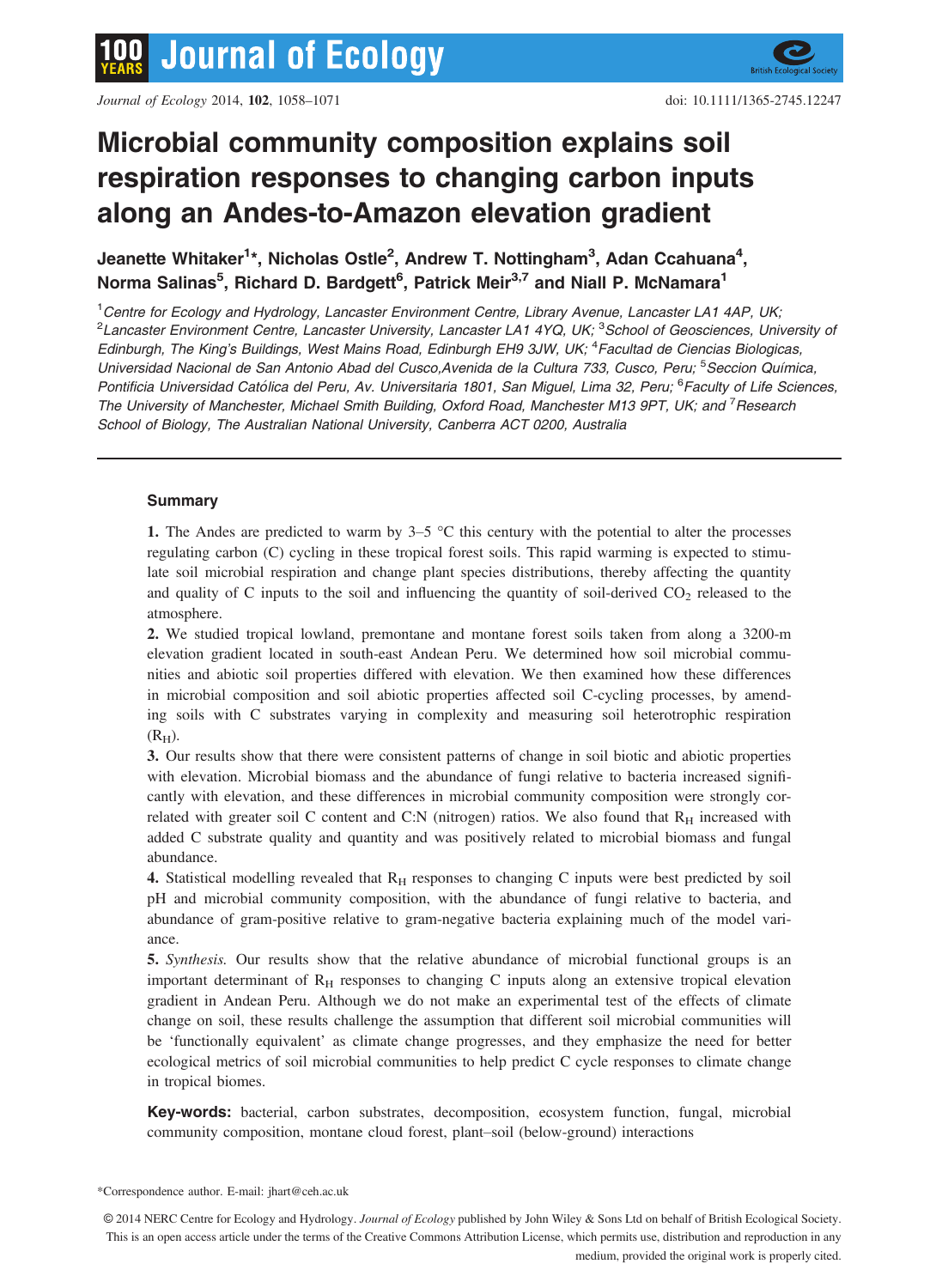# Microbial community composition explains soil respiration responses to changing carbon inputs along an Andes-to-Amazon elevation gradient

**Jeanette Whitaker[1]\*, Nicholas Ostle[2], Andrew T. Nottingham[3], Adan Ccahuana[4], Norma Salinas[5], Richard D. Bardgett[6], Patrick Meir[3,7] and Niall P. McNamara[1]**

[1]*Centre for Ecology and Hydrology, Lancaster Environment Centre, Library Avenue, Lancaster LA1 4AP, UK;* [2]*Lancaster Environment Centre, Lancaster University, Lancaster LA1 4YQ, UK;* [3]*School of Geosciences, University of Edinburgh, The King's Buildings, West Mains Road, Edinburgh EH9 3JW, UK;* [4]*Facultad de Ciencias Biologicas, Universidad Nacional de San Antonio Abad del Cusco,Avenida de la Cultura 733, Cusco, Peru;* [5]*Seccion Química, Pontificia Universidad Católica del Peru, Av. Universitaria 1801, San Miguel, Lima 32, Peru;* [6]*Faculty of Life Sciences, The University of Manchester, Michael Smith Building, Oxford Road, Manchester M13 9PT, UK; and* [7]*Research School of Biology, The Australian National University, Canberra ACT 0200, Australia*

## Summary

**1.** The Andes are predicted to warm by 3–5 °C this century with the potential to alter the processes regulating carbon (C) cycling in these tropical forest soils. This rapid warming is expected to stimulate soil microbial respiration and change plant species distributions, thereby affecting the quantity and quality of C inputs to the soil and influencing the quantity of soil-derived $CO_2$ released to the atmosphere.

**2.** We studied tropical lowland, premontane and montane forest soils taken from along a 3200-m elevation gradient located in south-east Andean Peru. We determined how soil microbial communities and abiotic soil properties differed with elevation. We then examined how these differences in microbial composition and soil abiotic properties affected soil C-cycling processes, by amending soils with C substrates varying in complexity and measuring soil heterotrophic respiration ($R_H$).

**3.** Our results show that there were consistent patterns of change in soil biotic and abiotic properties with elevation. Microbial biomass and the abundance of fungi relative to bacteria increased significantly with elevation, and these differences in microbial community composition were strongly correlated with greater soil C content and C:N (nitrogen) ratios. We also found that $R_H$ increased with added C substrate quality and quantity and was positively related to microbial biomass and fungal abundance.

**4.** Statistical modelling revealed that $R_H$ responses to changing C inputs were best predicted by soil pH and microbial community composition, with the abundance of fungi relative to bacteria, and abundance of gram-positive relative to gram-negative bacteria explaining much of the model variance.

**5.** *Synthesis.* Our results show that the relative abundance of microbial functional groups is an important determinant of $R_H$ responses to changing C inputs along an extensive tropical elevation gradient in Andean Peru. Although we do not make an experimental test of the effects of climate change on soil, these results challenge the assumption that different soil microbial communities will be 'functionally equivalent' as climate change progresses, and they emphasize the need for better ecological metrics of soil microbial communities to help predict C cycle responses to climate change in tropical biomes.

**Key-words:** bacterial, carbon substrates, decomposition, ecosystem function, fungal, microbial community composition, montane cloud forest, plant–soil (below-ground) interactions

\*Correspondence author. E-mail: jhart@ceh.ac.uk

© 2014 NERC Centre for Ecology and Hydrology. *Journal of Ecology* published by John Wiley & Sons Ltd on behalf of British Ecological Society. This is an open access article under the terms of the Creative Commons Attribution License, which permits use, distribution and reproduction in any medium, provided the original work is properly cited.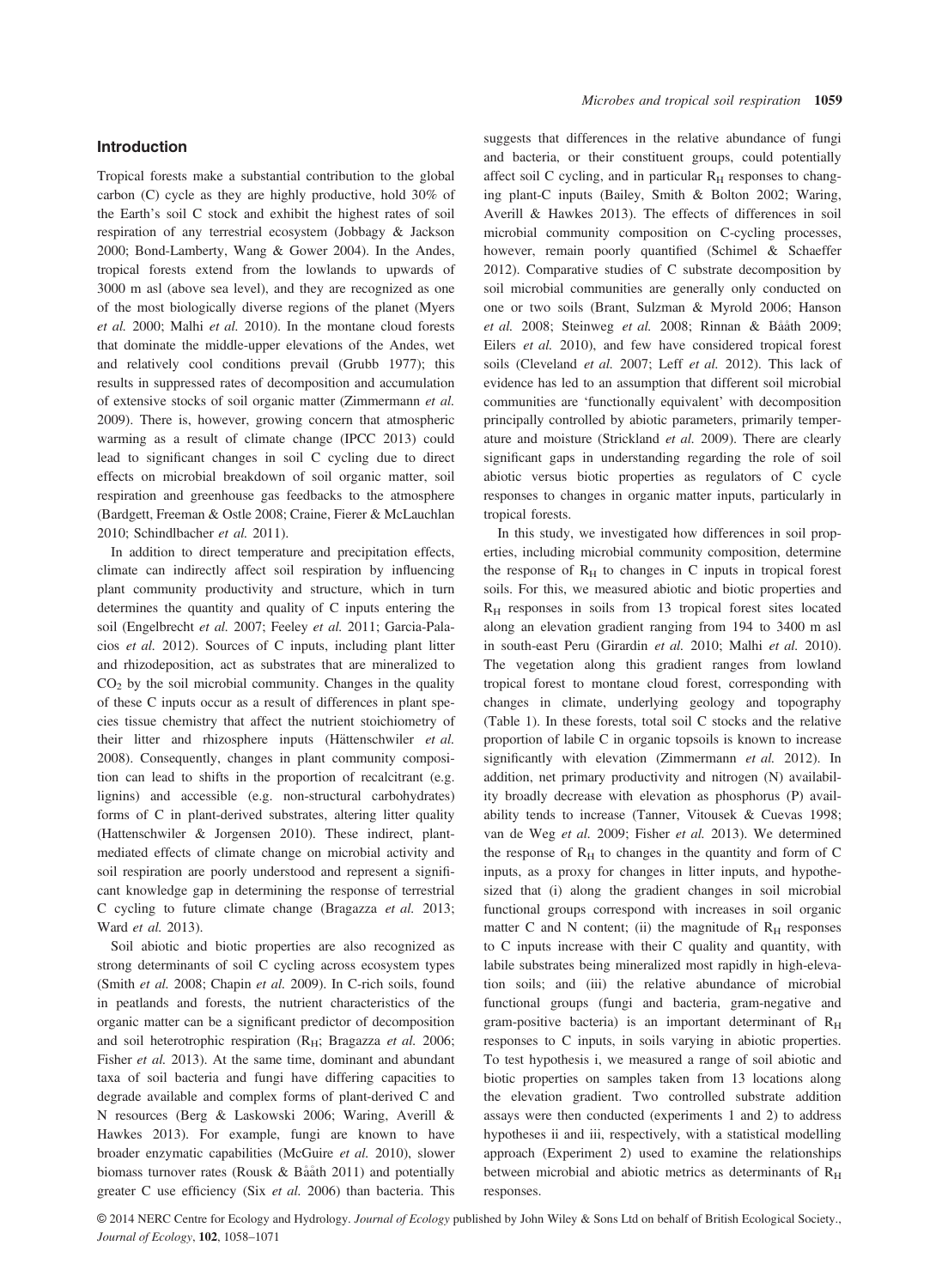## Introduction

Tropical forests make a substantial contribution to the global carbon (C) cycle as they are highly productive, hold 30% of the Earth's soil C stock and exhibit the highest rates of soil respiration of any terrestrial ecosystem (Jobbagy & Jackson 2000; Bond-Lamberty, Wang & Gower 2004). In the Andes, tropical forests extend from the lowlands to upwards of 3000 m asl (above sea level), and they are recognized as one of the most biologically diverse regions of the planet (Myers *et al.* 2000; Malhi *et al.* 2010). In the montane cloud forests that dominate the middle-upper elevations of the Andes, wet and relatively cool conditions prevail (Grubb 1977); this results in suppressed rates of decomposition and accumulation of extensive stocks of soil organic matter (Zimmermann *et al.* 2009). There is, however, growing concern that atmospheric warming as a result of climate change (IPCC 2013) could lead to significant changes in soil C cycling due to direct effects on microbial breakdown of soil organic matter, soil respiration and greenhouse gas feedbacks to the atmosphere (Bardgett, Freeman & Ostle 2008; Craine, Fierer & McLauchlan 2010; Schindlbacher *et al.* 2011).

In addition to direct temperature and precipitation effects, climate can indirectly affect soil respiration by influencing plant community productivity and structure, which in turn determines the quantity and quality of C inputs entering the soil (Engelbrecht *et al.* 2007; Feeley *et al.* 2011; Garcia-Palacios *et al.* 2012). Sources of C inputs, including plant litter and rhizodeposition, act as substrates that are mineralized to $CO_2$ by the soil microbial community. Changes in the quality of these C inputs occur as a result of differences in plant species tissue chemistry that affect the nutrient stoichiometry of their litter and rhizosphere inputs (Hättenschwiler *et al.* 2008). Consequently, changes in plant community composition can lead to shifts in the proportion of recalcitrant (e.g. lignins) and accessible (e.g. non-structural carbohydrates) forms of C in plant-derived substrates, altering litter quality (Hattenschwiler & Jorgensen 2010). These indirect, plant-mediated effects of climate change on microbial activity and soil respiration are poorly understood and represent a significant knowledge gap in determining the response of terrestrial C cycling to future climate change (Bragazza *et al.* 2013; Ward *et al.* 2013).

Soil abiotic and biotic properties are also recognized as strong determinants of soil C cycling across ecosystem types (Smith *et al.* 2008; Chapin *et al.* 2009). In C-rich soils, found in peatlands and forests, the nutrient characteristics of the organic matter can be a significant predictor of decomposition and soil heterotrophic respiration ($R_H$; Bragazza *et al.* 2006; Fisher *et al.* 2013). At the same time, dominant and abundant taxa of soil bacteria and fungi have differing capacities to degrade available and complex forms of plant-derived C and N resources (Berg & Laskowski 2006; Waring, Averill & Hawkes 2013). For example, fungi are known to have broader enzymatic capabilities (McGuire *et al.* 2010), slower biomass turnover rates (Rousk & Bååth 2011) and potentially greater C use efficiency (Six *et al.* 2006) than bacteria. This suggests that differences in the relative abundance of fungi and bacteria, or their constituent groups, could potentially affect soil C cycling, and in particular $R_H$ responses to changing plant-C inputs (Bailey, Smith & Bolton 2002; Waring, Averill & Hawkes 2013). The effects of differences in soil microbial community composition on C-cycling processes, however, remain poorly quantified (Schimel & Schaeffer 2012). Comparative studies of C substrate decomposition by soil microbial communities are generally only conducted on one or two soils (Brant, Sulzman & Myrold 2006; Hanson *et al.* 2008; Steinweg *et al.* 2008; Rinnan & Bååth 2009; Eilers *et al.* 2010), and few have considered tropical forest soils (Cleveland *et al.* 2007; Leff *et al.* 2012). This lack of evidence has led to an assumption that different soil microbial communities are 'functionally equivalent' with decomposition principally controlled by abiotic parameters, primarily temperature and moisture (Strickland *et al.* 2009). There are clearly significant gaps in understanding regarding the role of soil abiotic versus biotic properties as regulators of C cycle responses to changes in organic matter inputs, particularly in tropical forests.

In this study, we investigated how differences in soil properties, including microbial community composition, determine the response of $R_H$ to changes in C inputs in tropical forest soils. For this, we measured abiotic and biotic properties and $R_H$ responses in soils from 13 tropical forest sites located along an elevation gradient ranging from 194 to 3400 m asl in south-east Peru (Girardin *et al.* 2010; Malhi *et al.* 2010). The vegetation along this gradient ranges from lowland tropical forest to montane cloud forest, corresponding with changes in climate, underlying geology and topography (Table 1). In these forests, total soil C stocks and the relative proportion of labile C in organic topsoils is known to increase significantly with elevation (Zimmermann *et al.* 2012). In addition, net primary productivity and nitrogen (N) availability broadly decrease with elevation as phosphorus (P) availability tends to increase (Tanner, Vitousek & Cuevas 1998; van de Weg *et al.* 2009; Fisher *et al.* 2013). We determined the response of $R_H$ to changes in the quantity and form of C inputs, as a proxy for changes in litter inputs, and hypothesized that (i) along the gradient changes in soil microbial functional groups correspond with increases in soil organic matter C and N content; (ii) the magnitude of $R_H$ responses to C inputs increase with their C quality and quantity, with labile substrates being mineralized most rapidly in high-elevation soils; and (iii) the relative abundance of microbial functional groups (fungi and bacteria, gram-negative and gram-positive bacteria) is an important determinant of $R_H$ responses to C inputs, in soils varying in abiotic properties. To test hypothesis i, we measured a range of soil abiotic and biotic properties on samples taken from 13 locations along the elevation gradient. Two controlled substrate addition assays were then conducted (experiments 1 and 2) to address hypotheses ii and iii, respectively, with a statistical modelling approach (Experiment 2) used to examine the relationships between microbial and abiotic metrics as determinants of $R_H$ responses.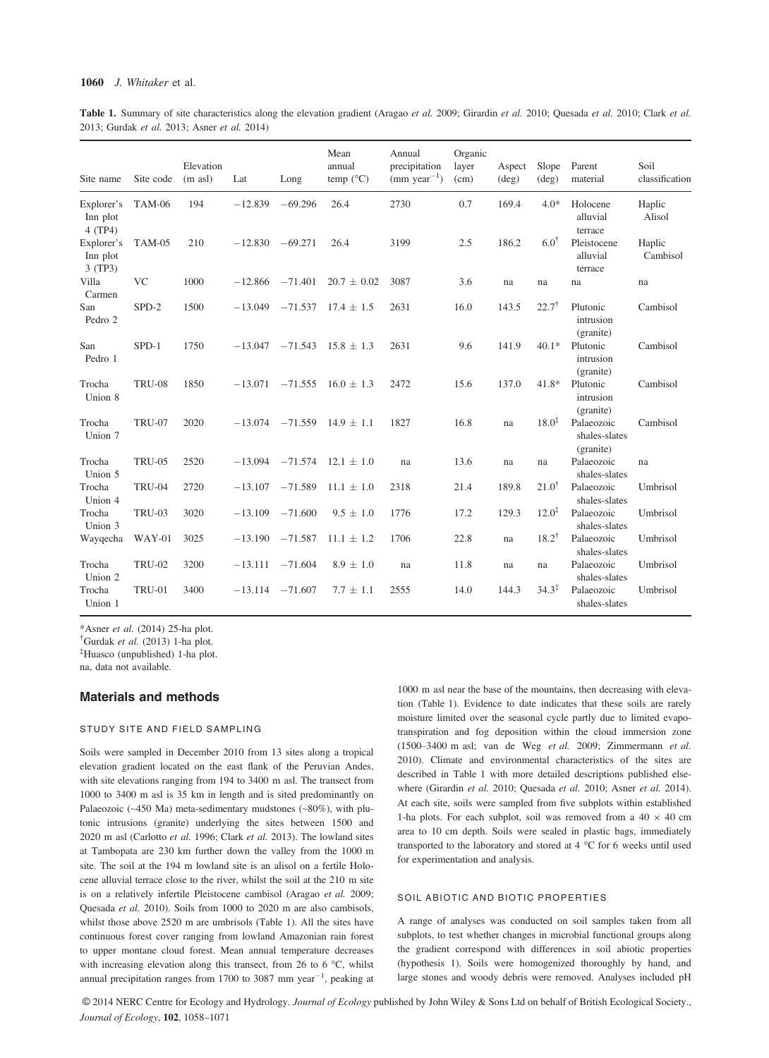**Table 1.** Summary of site characteristics along the elevation gradient (Aragao *et al.* 2009; Girardin *et al.* 2010; Quesada *et al.* 2010; Clark *et al.* 2013; Gurdak *et al.* 2013; Asner *et al.* 2014)

| Site name | Site code | Elevation (m asl) | Lat | Long | Mean annual temp (°C) | Annual precipitation (mm year$^{-1}$) | Organic layer (cm) | Aspect (deg) | Slope (deg) | Parent material | Soil classification |
|---|---|---|---|---|---|---|---|---|---|---|---|
| Explorer's Inn plot 4 (TP4) | TAM-06 | 194 | −12.839 | −69.296 | 26.4 | 2730 | 0.7 | 169.4 | 4.0* | Holocene alluvial terrace | Haplic Alisol |
| Explorer's Inn plot 3 (TP3) | TAM-05 | 210 | −12.830 | −69.271 | 26.4 | 3199 | 2.5 | 186.2 | 6.0† | Pleistocene alluvial terrace | Haplic Cambisol |
| Villa Carmen | VC | 1000 | −12.866 | −71.401 | 20.7 ± 0.02 | 3087 | 3.6 | na | na | na | na |
| San Pedro 2 | SPD-2 | 1500 | −13.049 | −71.537 | 17.4 ± 1.5 | 2631 | 16.0 | 143.5 | 22.7† | Plutonic intrusion (granite) | Cambisol |
| San Pedro 1 | SPD-1 | 1750 | −13.047 | −71.543 | 15.8 ± 1.3 | 2631 | 9.6 | 141.9 | 40.1* | Plutonic intrusion (granite) | Cambisol |
| Trocha Union 8 | TRU-08 | 1850 | −13.071 | −71.555 | 16.0 ± 1.3 | 2472 | 15.6 | 137.0 | 41.8* | Plutonic intrusion (granite) | Cambisol |
| Trocha Union 7 | TRU-07 | 2020 | −13.074 | −71.559 | 14.9 ± 1.1 | 1827 | 16.8 | na | 18.0‡ | Palaeozoic shales-slates (granite) | Cambisol |
| Trocha Union 5 | TRU-05 | 2520 | −13.094 | −71.574 | 12.1 ± 1.0 | na | 13.6 | na | na | Palaeozoic shales-slates | na |
| Trocha Union 4 | TRU-04 | 2720 | −13.107 | −71.589 | 11.1 ± 1.0 | 2318 | 21.4 | 189.8 | 21.0† | Palaeozoic shales-slates | Umbrisol |
| Trocha Union 3 | TRU-03 | 3020 | −13.109 | −71.600 | 9.5 ± 1.0 | 1776 | 17.2 | 129.3 | 12.0‡ | Palaeozoic shales-slates | Umbrisol |
| Wayqecha | WAY-01 | 3025 | −13.190 | −71.587 | 11.1 ± 1.2 | 1706 | 22.8 | na | 18.2† | Palaeozoic shales-slates | Umbrisol |
| Trocha Union 2 | TRU-02 | 3200 | −13.111 | −71.604 | 8.9 ± 1.0 | na | 11.8 | na | na | Palaeozoic shales-slates | Umbrisol |
| Trocha Union 1 | TRU-01 | 3400 | −13.114 | −71.607 | 7.7 ± 1.1 | 2555 | 14.0 | 144.3 | 34.3‡ | Palaeozoic shales-slates | Umbrisol |

*Asner *et al.* (2014) 25-ha plot.
†Gurdak *et al.* (2013) 1-ha plot.
‡Huasco (unpublished) 1-ha plot.
na, data not available.

## Materials and methods

### STUDY SITE AND FIELD SAMPLING

Soils were sampled in December 2010 from 13 sites along a tropical elevation gradient located on the east flank of the Peruvian Andes, with site elevations ranging from 194 to 3400 m asl. The transect from 1000 to 3400 m asl is 35 km in length and is sited predominantly on Palaeozoic (~450 Ma) meta-sedimentary mudstones (~80%), with plutonic intrusions (granite) underlying the sites between 1500 and 2020 m asl (Carlotto *et al.* 1996; Clark *et al.* 2013). The lowland sites at Tambopata are 230 km further down the valley from the 1000 m site. The soil at the 194 m lowland site is an alisol on a fertile Holocene alluvial terrace close to the river, whilst the soil at the 210 m site is on a relatively infertile Pleistocene cambisol (Aragao *et al.* 2009; Quesada *et al.* 2010). Soils from 1000 to 2020 m are also cambisols, whilst those above 2520 m are umbrisols (Table 1). All the sites have continuous forest cover ranging from lowland Amazonian rain forest to upper montane cloud forest. Mean annual temperature decreases with increasing elevation along this transect, from 26 to 6 °C, whilst annual precipitation ranges from 1700 to 3087 mm year$^{-1}$, peaking at 1000 m asl near the base of the mountains, then decreasing with elevation (Table 1). Evidence to date indicates that these soils are rarely moisture limited over the seasonal cycle partly due to limited evapotranspiration and fog deposition within the cloud immersion zone (1500–3400 m asl; van de Weg *et al.* 2009; Zimmermann *et al.* 2010). Climate and environmental characteristics of the sites are described in Table 1 with more detailed descriptions published elsewhere (Girardin *et al.* 2010; Quesada *et al.* 2010; Asner *et al.* 2014). At each site, soils were sampled from five subplots within established 1-ha plots. For each subplot, soil was removed from a 40 × 40 cm area to 10 cm depth. Soils were sealed in plastic bags, immediately transported to the laboratory and stored at 4 °C for 6 weeks until used for experimentation and analysis.

### SOIL ABIOTIC AND BIOTIC PROPERTIES

A range of analyses was conducted on soil samples taken from all subplots, to test whether changes in microbial functional groups along the gradient correspond with differences in soil abiotic properties (hypothesis 1). Soils were homogenized thoroughly by hand, and large stones and woody debris were removed. Analyses included pH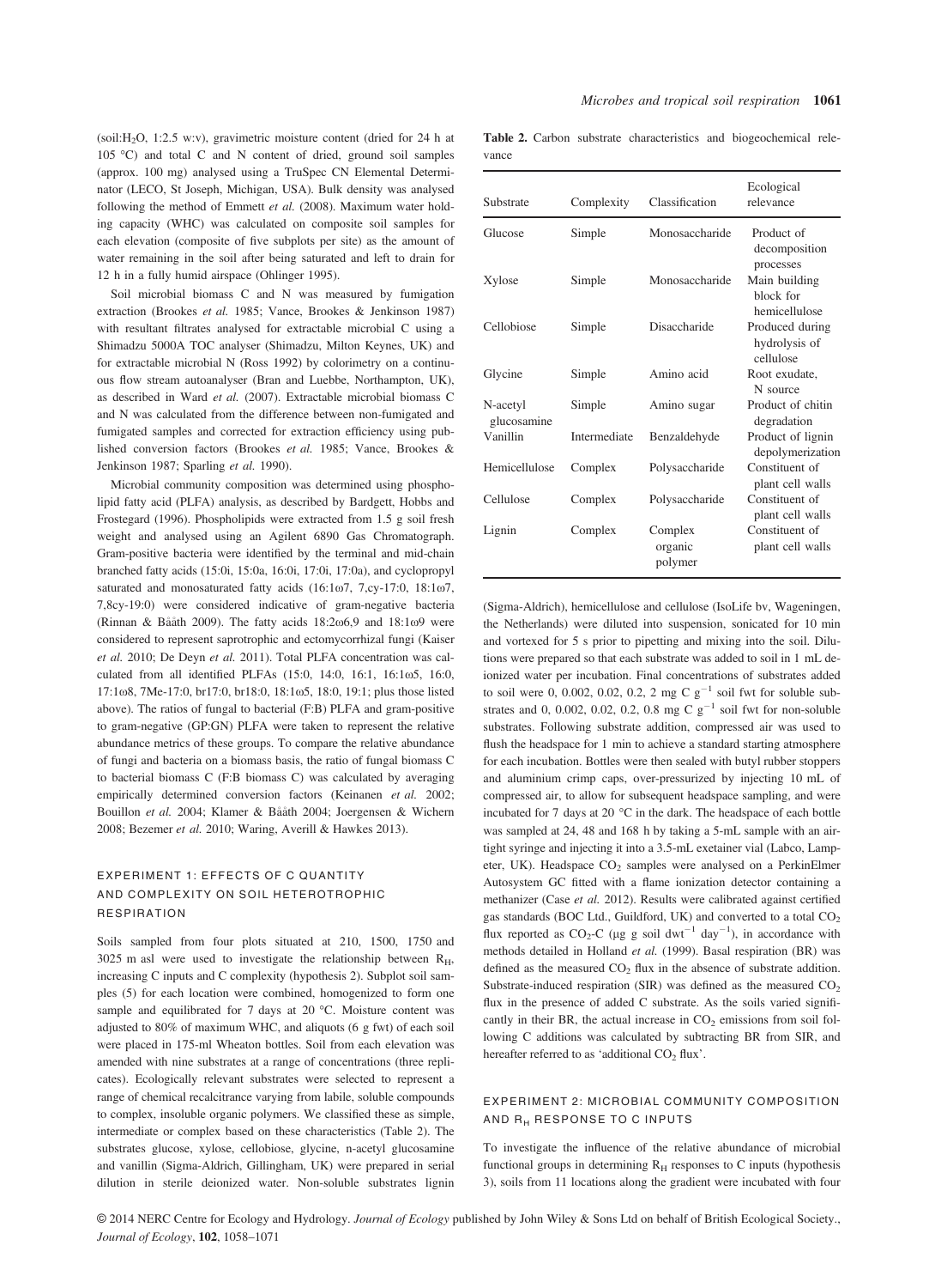(soil:$H_2O$, 1:2.5 w:v), gravimetric moisture content (dried for 24 h at 105 °C) and total C and N content of dried, ground soil samples (approx. 100 mg) analysed using a TruSpec CN Elemental Determinator (LECO, St Joseph, Michigan, USA). Bulk density was analysed following the method of Emmett *et al.* (2008). Maximum water holding capacity (WHC) was calculated on composite soil samples for each elevation (composite of five subplots per site) as the amount of water remaining in the soil after being saturated and left to drain for 12 h in a fully humid airspace (Ohlinger 1995).

Soil microbial biomass C and N was measured by fumigation extraction (Brookes *et al.* 1985; Vance, Brookes & Jenkinson 1987) with resultant filtrates analysed for extractable microbial C using a Shimadzu 5000A TOC analyser (Shimadzu, Milton Keynes, UK) and for extractable microbial N (Ross 1992) by colorimetry on a continuous flow stream autoanalyser (Bran and Luebbe, Northampton, UK), as described in Ward *et al.* (2007). Extractable microbial biomass C and N was calculated from the difference between non-fumigated and fumigated samples and corrected for extraction efficiency using published conversion factors (Brookes *et al.* 1985; Vance, Brookes & Jenkinson 1987; Sparling *et al.* 1990).

Microbial community composition was determined using phospholipid fatty acid (PLFA) analysis, as described by Bardgett, Hobbs and Frostegard (1996). Phospholipids were extracted from 1.5 g soil fresh weight and analysed using an Agilent 6890 Gas Chromatograph. Gram-positive bacteria were identified by the terminal and mid-chain branched fatty acids (15:0i, 15:0a, 16:0i, 17:0i, 17:0a), and cyclopropyl saturated and monosaturated fatty acids (16:1ω7, 7,cy-17:0, 18:1ω7, 7,8cy-19:0) were considered indicative of gram-negative bacteria (Rinnan & Bååth 2009). The fatty acids 18:2ω6,9 and 18:1ω9 were considered to represent saprotrophic and ectomycorrhizal fungi (Kaiser *et al.* 2010; De Deyn *et al.* 2011). Total PLFA concentration was calculated from all identified PLFAs (15:0, 14:0, 16:1, 16:1ω5, 16:0, 17:1ω8, 7Me-17:0, br17:0, br18:0, 18:1ω5, 18:0, 19:1; plus those listed above). The ratios of fungal to bacterial (F:B) PLFA and gram-positive to gram-negative (GP:GN) PLFA were taken to represent the relative abundance metrics of these groups. To compare the relative abundance of fungi and bacteria on a biomass basis, the ratio of fungal biomass C to bacterial biomass C (F:B biomass C) was calculated by averaging empirically determined conversion factors (Keinanen *et al.* 2002; Bouillon *et al.* 2004; Klamer & Bååth 2004; Joergensen & Wichern 2008; Bezemer *et al.* 2010; Waring, Averill & Hawkes 2013).

## EXPERIMENT 1: EFFECTS OF C QUANTITY AND COMPLEXITY ON SOIL HETEROTROPHIC RESPIRATION

Soils sampled from four plots situated at 210, 1500, 1750 and 3025 m asl were used to investigate the relationship between $R_H$, increasing C inputs and C complexity (hypothesis 2). Subplot soil samples (5) for each location were combined, homogenized to form one sample and equilibrated for 7 days at 20 °C. Moisture content was adjusted to 80% of maximum WHC, and aliquots (6 g fwt) of each soil were placed in 175-ml Wheaton bottles. Soil from each elevation was amended with nine substrates at a range of concentrations (three replicates). Ecologically relevant substrates were selected to represent a range of chemical recalcitrance varying from labile, soluble compounds to complex, insoluble organic polymers. We classified these as simple, intermediate or complex based on these characteristics (Table 2). The substrates glucose, xylose, cellobiose, glycine, n-acetyl glucosamine and vanillin (Sigma-Aldrich, Gillingham, UK) were prepared in serial dilution in sterile deionized water. Non-soluble substrates lignin (Sigma-Aldrich), hemicellulose and cellulose (IsoLife bv, Wageningen, the Netherlands) were diluted into suspension, sonicated for 10 min and vortexed for 5 s prior to pipetting and mixing into the soil. Dilutions were prepared so that each substrate was added to soil in 1 mL deionized water per incubation. Final concentrations of substrates added to soil were 0, 0.002, 0.02, 0.2, 2 mg C $g^{-1}$ soil fwt for soluble substrates and 0, 0.002, 0.02, 0.2, 0.8 mg C $g^{-1}$ soil fwt for non-soluble substrates. Following substrate addition, compressed air was used to flush the headspace for 1 min to achieve a standard starting atmosphere for each incubation. Bottles were then sealed with butyl rubber stoppers and aluminium crimp caps, over-pressurized by injecting 10 mL of compressed air, to allow for subsequent headspace sampling, and were incubated for 7 days at 20 °C in the dark. The headspace of each bottle was sampled at 24, 48 and 168 h by taking a 5-mL sample with an airtight syringe and injecting it into a 3.5-mL exetainer vial (Labco, Lampeter, UK). Headspace $CO_2$ samples were analysed on a PerkinElmer Autosystem GC fitted with a flame ionization detector containing a methanizer (Case *et al.* 2012). Results were calibrated against certified gas standards (BOC Ltd., Guildford, UK) and converted to a total $CO_2$ flux reported as $CO_2$-C (μg g soil $dwt^{-1}$ $day^{-1}$), in accordance with methods detailed in Holland *et al.* (1999). Basal respiration (BR) was defined as the measured $CO_2$ flux in the absence of substrate addition. Substrate-induced respiration (SIR) was defined as the measured $CO_2$ flux in the presence of added C substrate. As the soils varied significantly in their BR, the actual increase in $CO_2$ emissions from soil following C additions was calculated by subtracting BR from SIR, and hereafter referred to as 'additional $CO_2$ flux'.

**Table 2.** Carbon substrate characteristics and biogeochemical relevance

| Substrate | Complexity | Classification | Ecological relevance |
|---|---|---|---|
| Glucose | Simple | Monosaccharide | Product of decomposition processes |
| Xylose | Simple | Monosaccharide | Main building block for hemicellulose |
| Cellobiose | Simple | Disaccharide | Produced during hydrolysis of cellulose |
| Glycine | Simple | Amino acid | Root exudate, N source |
| N-acetyl glucosamine | Simple | Amino sugar | Product of chitin degradation |
| Vanillin | Intermediate | Benzaldehyde | Product of lignin depolymerization |
| Hemicellulose | Complex | Polysaccharide | Constituent of plant cell walls |
| Cellulose | Complex | Polysaccharide | Constituent of plant cell walls |
| Lignin | Complex | Complex organic polymer | Constituent of plant cell walls |

## EXPERIMENT 2: MICROBIAL COMMUNITY COMPOSITION AND $R_H$ RESPONSE TO C INPUTS

To investigate the influence of the relative abundance of microbial functional groups in determining $R_H$ responses to C inputs (hypothesis 3), soils from 11 locations along the gradient were incubated with four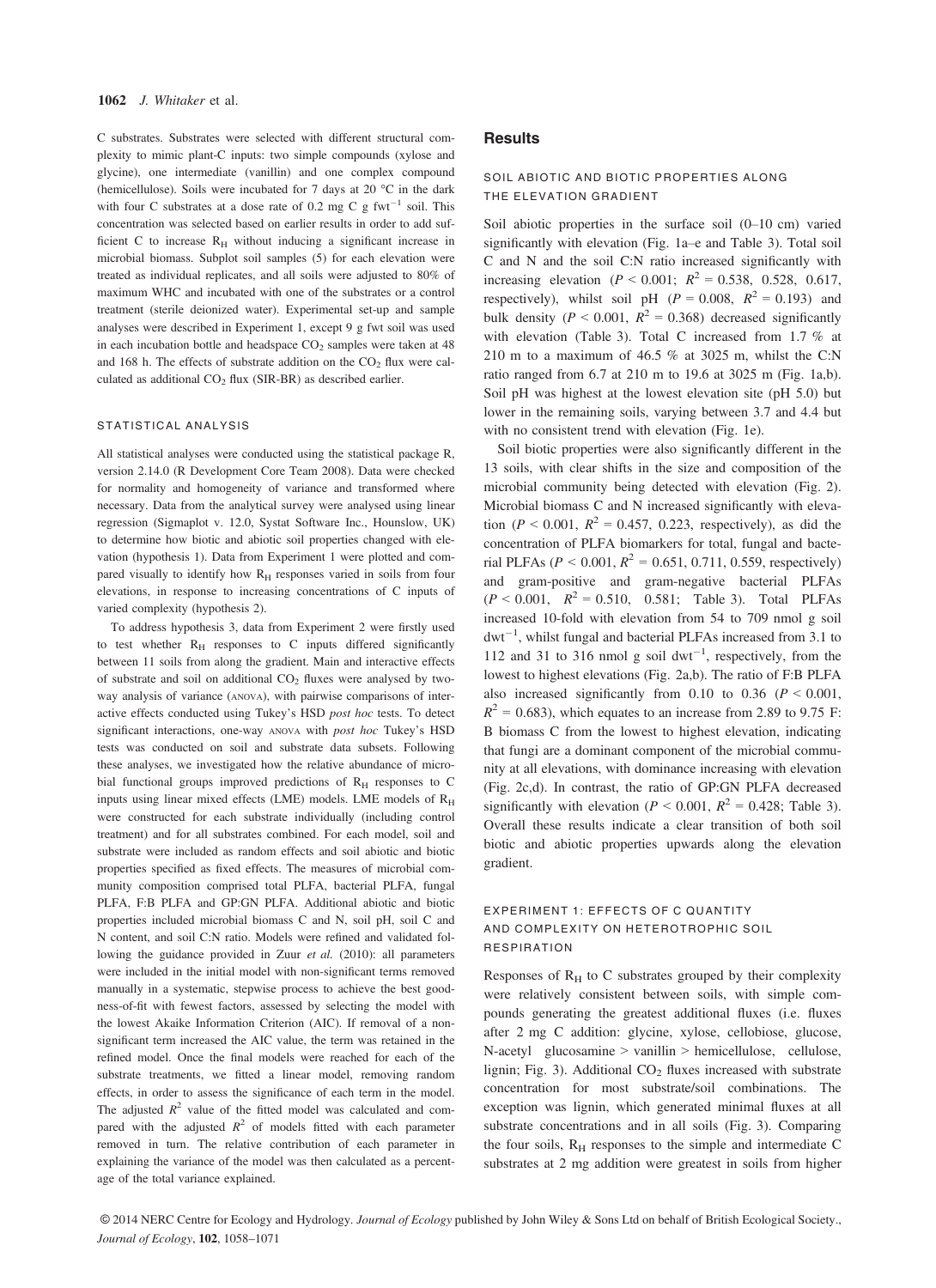C substrates. Substrates were selected with different structural complexity to mimic plant-C inputs: two simple compounds (xylose and glycine), one intermediate (vanillin) and one complex compound (hemicellulose). Soils were incubated for 7 days at 20 °C in the dark with four C substrates at a dose rate of 0.2 mg C g fwt$^{-1}$ soil. This concentration was selected based on earlier results in order to add sufficient C to increase $R_H$ without inducing a significant increase in microbial biomass. Subplot soil samples (5) for each elevation were treated as individual replicates, and all soils were adjusted to 80% of maximum WHC and incubated with one of the substrates or a control treatment (sterile deionized water). Experimental set-up and sample analyses were described in Experiment 1, except 9 g fwt soil was used in each incubation bottle and headspace $CO_2$ samples were taken at 48 and 168 h. The effects of substrate addition on the $CO_2$ flux were calculated as additional $CO_2$ flux (SIR-BR) as described earlier.

### STATISTICAL ANALYSIS

All statistical analyses were conducted using the statistical package R, version 2.14.0 (R Development Core Team 2008). Data were checked for normality and homogeneity of variance and transformed where necessary. Data from the analytical survey were analysed using linear regression (Sigmaplot v. 12.0, Systat Software Inc., Hounslow, UK) to determine how biotic and abiotic soil properties changed with elevation (hypothesis 1). Data from Experiment 1 were plotted and compared visually to identify how $R_H$ responses varied in soils from four elevations, in response to increasing concentrations of C inputs of varied complexity (hypothesis 2).

To address hypothesis 3, data from Experiment 2 were firstly used to test whether $R_H$ responses to C inputs differed significantly between 11 soils from along the gradient. Main and interactive effects of substrate and soil on additional $CO_2$ fluxes were analysed by two-way analysis of variance (ANOVA), with pairwise comparisons of interactive effects conducted using Tukey's HSD *post hoc* tests. To detect significant interactions, one-way ANOVA with *post hoc* Tukey's HSD tests was conducted on soil and substrate data subsets. Following these analyses, we investigated how the relative abundance of microbial functional groups improved predictions of $R_H$ responses to C inputs using linear mixed effects (LME) models. LME models of $R_H$ were constructed for each substrate individually (including control treatment) and for all substrates combined. For each model, soil and substrate were included as random effects and soil abiotic and biotic properties specified as fixed effects. The measures of microbial community composition comprised total PLFA, bacterial PLFA, fungal PLFA, F:B PLFA and GP:GN PLFA. Additional abiotic and biotic properties included microbial biomass C and N, soil pH, soil C and N content, and soil C:N ratio. Models were refined and validated following the guidance provided in Zuur *et al.* (2010): all parameters were included in the initial model with non-significant terms removed manually in a systematic, stepwise process to achieve the best goodness-of-fit with fewest factors, assessed by selecting the model with the lowest Akaike Information Criterion (AIC). If removal of a non-significant term increased the AIC value, the term was retained in the refined model. Once the final models were reached for each of the substrate treatments, we fitted a linear model, removing random effects, in order to assess the significance of each term in the model. The adjusted $R^2$ value of the fitted model was calculated and compared with the adjusted $R^2$ of models fitted with each parameter removed in turn. The relative contribution of each parameter in explaining the variance of the model was then calculated as a percentage of the total variance explained.

## Results

### SOIL ABIOTIC AND BIOTIC PROPERTIES ALONG THE ELEVATION GRADIENT

Soil abiotic properties in the surface soil (0–10 cm) varied significantly with elevation (Fig. 1a–e and Table 3). Total soil C and N and the soil C:N ratio increased significantly with increasing elevation ($P < 0.001$; $R^2 = 0.538$, 0.528, 0.617, respectively), whilst soil pH ($P = 0.008$, $R^2 = 0.193$) and bulk density ($P < 0.001$, $R^2 = 0.368$) decreased significantly with elevation (Table 3). Total C increased from 1.7 % at 210 m to a maximum of 46.5 % at 3025 m, whilst the C:N ratio ranged from 6.7 at 210 m to 19.6 at 3025 m (Fig. 1a,b). Soil pH was highest at the lowest elevation site (pH 5.0) but lower in the remaining soils, varying between 3.7 and 4.4 but with no consistent trend with elevation (Fig. 1e).

Soil biotic properties were also significantly different in the 13 soils, with clear shifts in the size and composition of the microbial community being detected with elevation (Fig. 2). Microbial biomass C and N increased significantly with elevation ($P < 0.001$, $R^2 = 0.457$, 0.223, respectively), as did the concentration of PLFA biomarkers for total, fungal and bacterial PLFAs ($P < 0.001$, $R^2 = 0.651$, 0.711, 0.559, respectively) and gram-positive and gram-negative bacterial PLFAs ($P < 0.001$, $R^2 = 0.510$, 0.581; Table 3). Total PLFAs increased 10-fold with elevation from 54 to 709 nmol g soil dwt$^{-1}$, whilst fungal and bacterial PLFAs increased from 3.1 to 112 and 31 to 316 nmol g soil dwt$^{-1}$, respectively, from the lowest to highest elevations (Fig. 2a,b). The ratio of F:B PLFA also increased significantly from 0.10 to 0.36 ($P < 0.001$, $R^2 = 0.683$), which equates to an increase from 2.89 to 9.75 F:B biomass C from the lowest to highest elevation, indicating that fungi are a dominant component of the microbial community at all elevations, with dominance increasing with elevation (Fig. 2c,d). In contrast, the ratio of GP:GN PLFA decreased significantly with elevation ($P < 0.001$, $R^2 = 0.428$; Table 3). Overall these results indicate a clear transition of both soil biotic and abiotic properties upwards along the elevation gradient.

### EXPERIMENT 1: EFFECTS OF C QUANTITY AND COMPLEXITY ON HETEROTROPHIC SOIL RESPIRATION

Responses of $R_H$ to C substrates grouped by their complexity were relatively consistent between soils, with simple compounds generating the greatest additional fluxes (i.e. fluxes after 2 mg C addition: glycine, xylose, cellobiose, glucose, N-acetyl glucosamine > vanillin > hemicellulose, cellulose, lignin; Fig. 3). Additional $CO_2$ fluxes increased with substrate concentration for most substrate/soil combinations. The exception was lignin, which generated minimal fluxes at all substrate concentrations and in all soils (Fig. 3). Comparing the four soils, $R_H$ responses to the simple and intermediate C substrates at 2 mg addition were greatest in soils from higher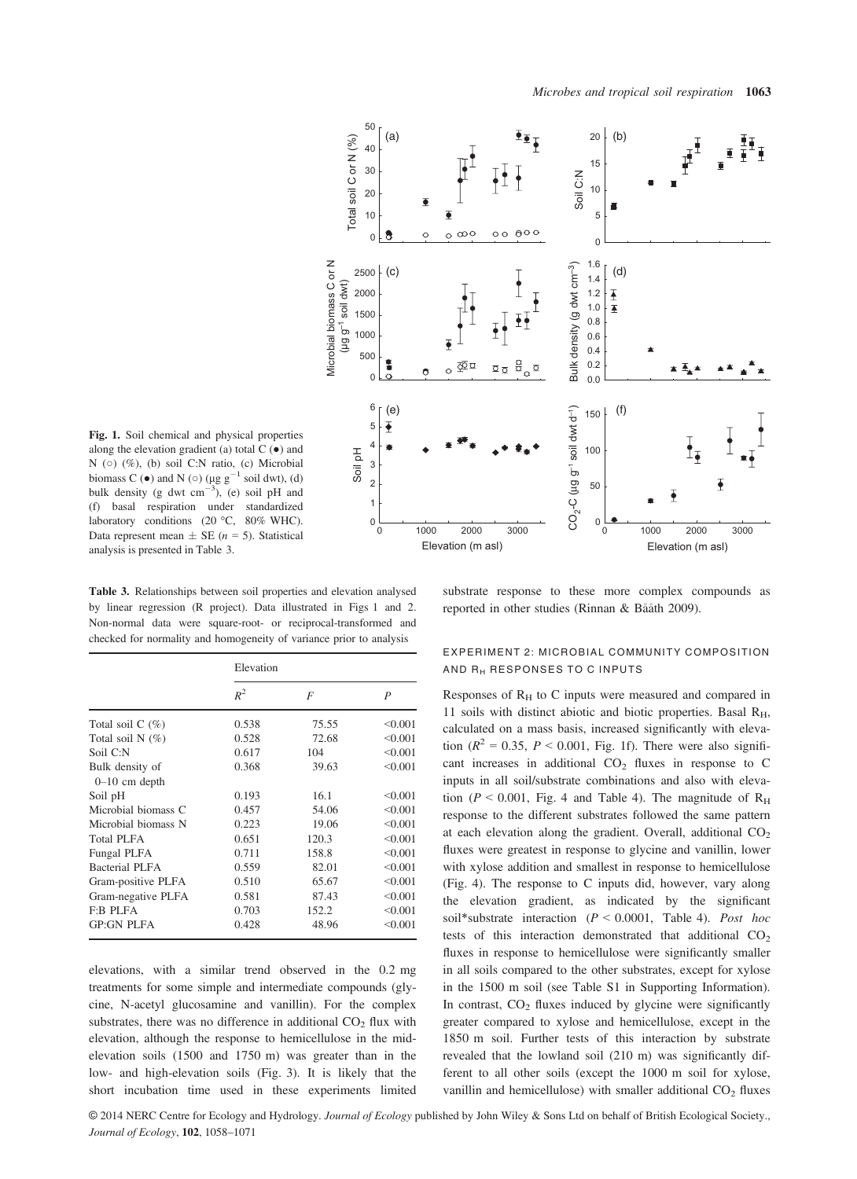Fig. 1. Soil chemical and physical properties along the elevation gradient (a) total C (●) and N (○) (%), (b) soil C:N ratio, (c) Microbial biomass C (●) and N (○) (μg g$^{-1}$ soil dwt), (d) bulk density (g dwt cm$^{-3}$), (e) soil pH and (f) basal respiration under standardized laboratory conditions (20 °C, 80% WHC). Data represent mean ± SE ($n$ = 5). Statistical analysis is presented in Table 3.

Table 3. Relationships between soil properties and elevation analysed by linear regression (R project). Data illustrated in Figs 1 and 2. Non-normal data were square-root- or reciprocal-transformed and checked for normality and homogeneity of variance prior to analysis

| | Elevation | | |
|---|---|---|---|
| | $R^2$ | $F$ | $P$ |
| Total soil C (%) | 0.538 | 75.55 | <0.001 |
| Total soil N (%) | 0.528 | 72.68 | <0.001 |
| Soil C:N | 0.617 | 104 | <0.001 |
| Bulk density of 0–10 cm depth | 0.368 | 39.63 | <0.001 |
| Soil pH | 0.193 | 16.1 | <0.001 |
| Microbial biomass C | 0.457 | 54.06 | <0.001 |
| Microbial biomass N | 0.223 | 19.06 | <0.001 |
| Total PLFA | 0.651 | 120.3 | <0.001 |
| Fungal PLFA | 0.711 | 158.8 | <0.001 |
| Bacterial PLFA | 0.559 | 82.01 | <0.001 |
| Gram-positive PLFA | 0.510 | 65.67 | <0.001 |
| Gram-negative PLFA | 0.581 | 87.43 | <0.001 |
| F:B PLFA | 0.703 | 152.2 | <0.001 |
| GP:GN PLFA | 0.428 | 48.96 | <0.001 |

elevations, with a similar trend observed in the 0.2 mg treatments for some simple and intermediate compounds (glycine, N-acetyl glucosamine and vanillin). For the complex substrates, there was no difference in additional $CO_2$ flux with elevation, although the response to hemicellulose in the mid-elevation soils (1500 and 1750 m) was greater than in the low- and high-elevation soils (Fig. 3). It is likely that the short incubation time used in these experiments limited substrate response to these more complex compounds as reported in other studies (Rinnan & Bååth 2009).

### EXPERIMENT 2: MICROBIAL COMMUNITY COMPOSITION AND $R_H$ RESPONSES TO C INPUTS

Responses of $R_H$ to C inputs were measured and compared in 11 soils with distinct abiotic and biotic properties. Basal $R_H$, calculated on a mass basis, increased significantly with elevation ($R^2$ = 0.35, $P$ < 0.001, Fig. 1f). There were also significant increases in additional $CO_2$ fluxes in response to C inputs in all soil/substrate combinations and also with elevation ($P$ < 0.001, Fig. 4 and Table 4). The magnitude of $R_H$ response to the different substrates followed the same pattern at each elevation along the gradient. Overall, additional $CO_2$ fluxes were greatest in response to glycine and vanillin, lower with xylose addition and smallest in response to hemicellulose (Fig. 4). The response to C inputs did, however, vary along the elevation gradient, as indicated by the significant soil*substrate interaction ($P$ < 0.0001, Table 4). *Post hoc* tests of this interaction demonstrated that additional $CO_2$ fluxes in response to hemicellulose were significantly smaller in all soils compared to the other substrates, except for xylose in the 1500 m soil (see Table S1 in Supporting Information). In contrast, $CO_2$ fluxes induced by glycine were significantly greater compared to xylose and hemicellulose, except in the 1850 m soil. Further tests of this interaction by substrate revealed that the lowland soil (210 m) was significantly different to all other soils (except the 1000 m soil for xylose, vanillin and hemicellulose) with smaller additional $CO_2$ fluxes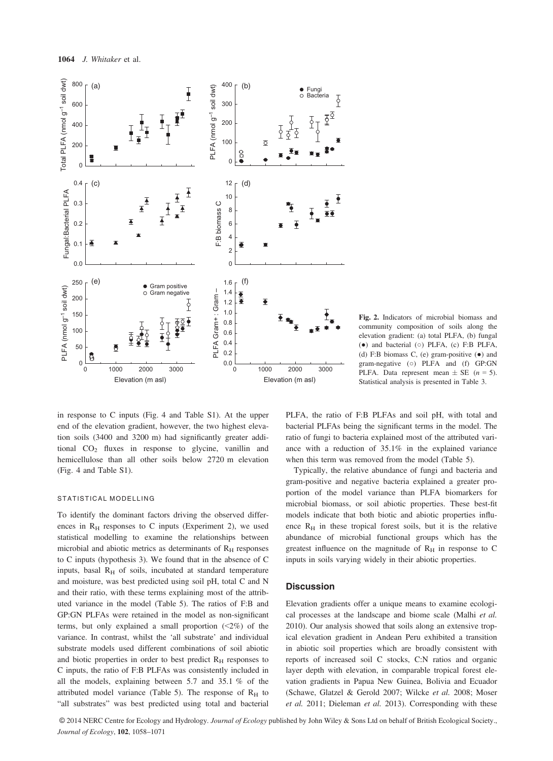Fig. 2. Indicators of microbial biomass and community composition of soils along the elevation gradient: (a) total PLFA, (b) fungal (●) and bacterial (○) PLFA, (c) F:B PLFA, (d) F:B biomass C, (e) gram-positive (●) and gram-negative (○) PLFA and (f) GP:GN PLFA. Data represent mean ± SE ($n = 5$). Statistical analysis is presented in Table 3.

in response to C inputs (Fig. 4 and Table S1). At the upper end of the elevation gradient, however, the two highest elevation soils (3400 and 3200 m) had significantly greater additional $CO_2$ fluxes in response to glycine, vanillin and hemicellulose than all other soils below 2720 m elevation (Fig. 4 and Table S1).

### STATISTICAL MODELLING

To identify the dominant factors driving the observed differences in $R_H$ responses to C inputs (Experiment 2), we used statistical modelling to examine the relationships between microbial and abiotic metrics as determinants of $R_H$ responses to C inputs (hypothesis 3). We found that in the absence of C inputs, basal $R_H$ of soils, incubated at standard temperature and moisture, was best predicted using soil pH, total C and N and their ratio, with these terms explaining most of the attributed variance in the model (Table 5). The ratios of F:B and GP:GN PLFAs were retained in the model as non-significant terms, but only explained a small proportion (<2%) of the variance. In contrast, whilst the 'all substrate' and individual substrate models used different combinations of soil abiotic and biotic properties in order to best predict $R_H$ responses to C inputs, the ratio of F:B PLFAs was consistently included in all the models, explaining between 5.7 and 35.1 % of the attributed model variance (Table 5). The response of $R_H$ to "all substrates" was best predicted using total and bacterial PLFA, the ratio of F:B PLFAs and soil pH, with total and bacterial PLFAs being the significant terms in the model. The ratio of fungi to bacteria explained most of the attributed variance with a reduction of 35.1% in the explained variance when this term was removed from the model (Table 5).

Typically, the relative abundance of fungi and bacteria and gram-positive and negative bacteria explained a greater proportion of the model variance than PLFA biomarkers for microbial biomass, or soil abiotic properties. These best-fit models indicate that both biotic and abiotic properties influence $R_H$ in these tropical forest soils, but it is the relative abundance of microbial functional groups which has the greatest influence on the magnitude of $R_H$ in response to C inputs in soils varying widely in their abiotic properties.

## Discussion

Elevation gradients offer a unique means to examine ecological processes at the landscape and biome scale (Malhi *et al.* 2010). Our analysis showed that soils along an extensive tropical elevation gradient in Andean Peru exhibited a transition in abiotic soil properties which are broadly consistent with reports of increased soil C stocks, C:N ratios and organic layer depth with elevation, in comparable tropical forest elevation gradients in Papua New Guinea, Bolivia and Ecuador (Schawe, Glatzel & Gerold 2007; Wilcke *et al.* 2008; Moser *et al.* 2011; Dieleman *et al.* 2013). Corresponding with these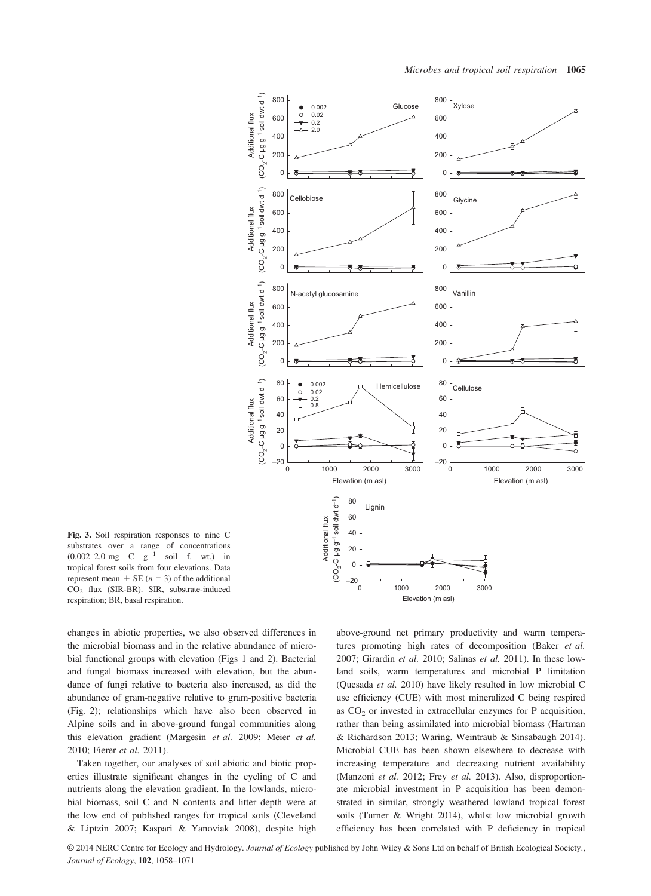Fig. 3. Soil respiration responses to nine C substrates over a range of concentrations (0.002–2.0 mg C $g^{-1}$ soil f. wt.) in tropical forest soils from four elevations. Data represent mean ± SE ($n = 3$) of the additional $CO_2$ flux (SIR-BR). SIR, substrate-induced respiration; BR, basal respiration.

changes in abiotic properties, we also observed differences in the microbial biomass and in the relative abundance of microbial functional groups with elevation (Figs 1 and 2). Bacterial and fungal biomass increased with elevation, but the abundance of fungi relative to bacteria also increased, as did the abundance of gram-negative relative to gram-positive bacteria (Fig. 2); relationships which have also been observed in Alpine soils and in above-ground fungal communities along this elevation gradient (Margesin *et al.* 2009; Meier *et al.* 2010; Fierer *et al.* 2011).

Taken together, our analyses of soil abiotic and biotic properties illustrate significant changes in the cycling of C and nutrients along the elevation gradient. In the lowlands, microbial biomass, soil C and N contents and litter depth were at the low end of published ranges for tropical soils (Cleveland & Liptzin 2007; Kaspari & Yanoviak 2008), despite high above-ground net primary productivity and warm temperatures promoting high rates of decomposition (Baker *et al.* 2007; Girardin *et al.* 2010; Salinas *et al.* 2011). In these lowland soils, warm temperatures and microbial P limitation (Quesada *et al.* 2010) have likely resulted in low microbial C use efficiency (CUE) with most mineralized C being respired as $CO_2$ or invested in extracellular enzymes for P acquisition, rather than being assimilated into microbial biomass (Hartman & Richardson 2013; Waring, Weintraub & Sinsabaugh 2014). Microbial CUE has been shown elsewhere to decrease with increasing temperature and decreasing nutrient availability (Manzoni *et al.* 2012; Frey *et al.* 2013). Also, disproportionate microbial investment in P acquisition has been demonstrated in similar, strongly weathered lowland tropical forest soils (Turner & Wright 2014), whilst low microbial growth efficiency has been correlated with P deficiency in tropical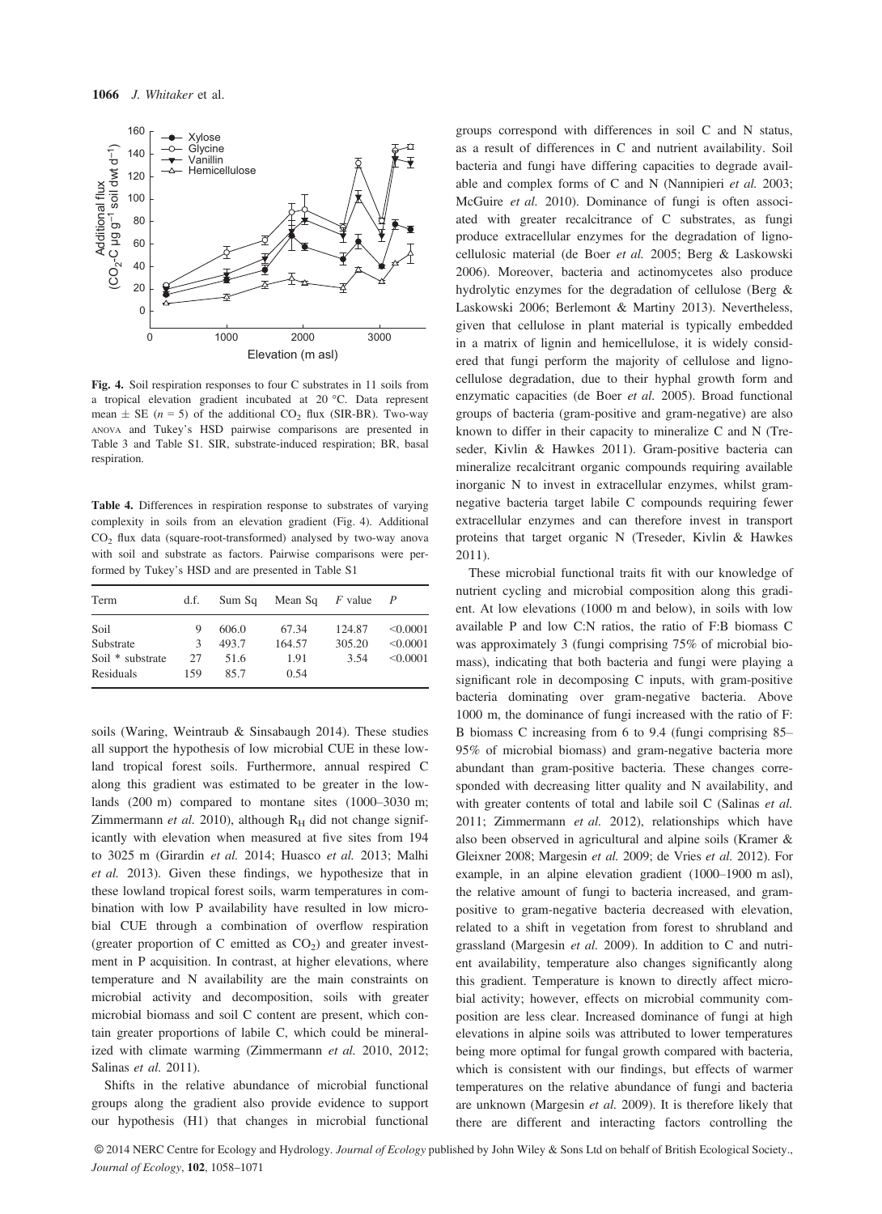**Fig. 4.** Soil respiration responses to four C substrates in 11 soils from a tropical elevation gradient incubated at 20 °C. Data represent mean ± SE ($n = 5$) of the additional $CO_2$ flux (SIR-BR). Two-way ANOVA and Tukey's HSD pairwise comparisons are presented in Table 3 and Table S1. SIR, substrate-induced respiration; BR, basal respiration.

**Table 4.** Differences in respiration response to substrates of varying complexity in soils from an elevation gradient (Fig. 4). Additional $CO_2$ flux data (square-root-transformed) analysed by two-way anova with soil and substrate as factors. Pairwise comparisons were performed by Tukey's HSD and are presented in Table S1

| Term | d.f. | Sum Sq | Mean Sq | $F$ value | $P$ |
|---|---|---|---|---|---|
| Soil | 9 | 606.0 | 67.34 | 124.87 | <0.0001 |
| Substrate | 3 | 493.7 | 164.57 | 305.20 | <0.0001 |
| Soil * substrate | 27 | 51.6 | 1.91 | 3.54 | <0.0001 |
| Residuals | 159 | 85.7 | 0.54 | | |

soils (Waring, Weintraub & Sinsabaugh 2014). These studies all support the hypothesis of low microbial CUE in these lowland tropical forest soils. Furthermore, annual respired C along this gradient was estimated to be greater in the lowlands (200 m) compared to montane sites (1000–3030 m; Zimmermann *et al.* 2010), although $R_H$ did not change significantly with elevation when measured at five sites from 194 to 3025 m (Girardin *et al.* 2014; Huasco *et al.* 2013; Malhi *et al.* 2013). Given these findings, we hypothesize that in these lowland tropical forest soils, warm temperatures in combination with low P availability have resulted in low microbial CUE through a combination of overflow respiration (greater proportion of C emitted as $CO_2$) and greater investment in P acquisition. In contrast, at higher elevations, where temperature and N availability are the main constraints on microbial activity and decomposition, soils with greater microbial biomass and soil C content are present, which contain greater proportions of labile C, which could be mineralized with climate warming (Zimmermann *et al.* 2010, 2012; Salinas *et al.* 2011).

Shifts in the relative abundance of microbial functional groups along the gradient also provide evidence to support our hypothesis (H1) that changes in microbial functional groups correspond with differences in soil C and N status, as a result of differences in C and nutrient availability. Soil bacteria and fungi have differing capacities to degrade available and complex forms of C and N (Nannipieri *et al.* 2003; McGuire *et al.* 2010). Dominance of fungi is often associated with greater recalcitrance of C substrates, as fungi produce extracellular enzymes for the degradation of lignocellulosic material (de Boer *et al.* 2005; Berg & Laskowski 2006). Moreover, bacteria and actinomycetes also produce hydrolytic enzymes for the degradation of cellulose (Berg & Laskowski 2006; Berlemont & Martiny 2013). Nevertheless, given that cellulose in plant material is typically embedded in a matrix of lignin and hemicellulose, it is widely considered that fungi perform the majority of cellulose and lignocellulose degradation, due to their hyphal growth form and enzymatic capacities (de Boer *et al.* 2005). Broad functional groups of bacteria (gram-positive and gram-negative) are also known to differ in their capacity to mineralize C and N (Treseder, Kivlin & Hawkes 2011). Gram-positive bacteria can mineralize recalcitrant organic compounds requiring available inorganic N to invest in extracellular enzymes, whilst gram-negative bacteria target labile C compounds requiring fewer extracellular enzymes and can therefore invest in transport proteins that target organic N (Treseder, Kivlin & Hawkes 2011).

These microbial functional traits fit with our knowledge of nutrient cycling and microbial composition along this gradient. At low elevations (1000 m and below), in soils with low available P and low C:N ratios, the ratio of F:B biomass C was approximately 3 (fungi comprising 75% of microbial biomass), indicating that both bacteria and fungi were playing a significant role in decomposing C inputs, with gram-positive bacteria dominating over gram-negative bacteria. Above 1000 m, the dominance of fungi increased with the ratio of F:B biomass C increasing from 6 to 9.4 (fungi comprising 85–95% of microbial biomass) and gram-negative bacteria more abundant than gram-positive bacteria. These changes corresponded with decreasing litter quality and N availability, and with greater contents of total and labile soil C (Salinas *et al.* 2011; Zimmermann *et al.* 2012), relationships which have also been observed in agricultural and alpine soils (Kramer & Gleixner 2008; Margesin *et al.* 2009; de Vries *et al.* 2012). For example, in an alpine elevation gradient (1000–1900 m asl), the relative amount of fungi to bacteria increased, and gram-positive to gram-negative bacteria decreased with elevation, related to a shift in vegetation from forest to shrubland and grassland (Margesin *et al.* 2009). In addition to C and nutrient availability, temperature also changes significantly along this gradient. Temperature is known to directly affect microbial activity; however, effects on microbial community composition are less clear. Increased dominance of fungi at high elevations in alpine soils was attributed to lower temperatures being more optimal for fungal growth compared with bacteria, which is consistent with our findings, but effects of warmer temperatures on the relative abundance of fungi and bacteria are unknown (Margesin *et al.* 2009). It is therefore likely that there are different and interacting factors controlling the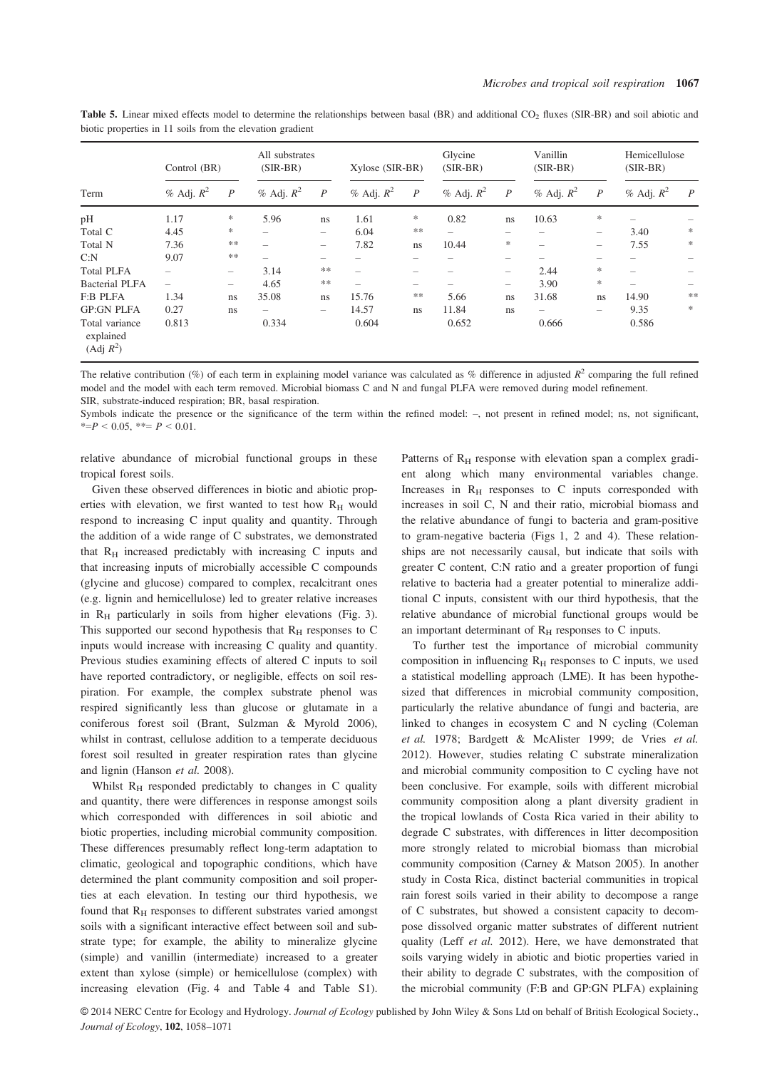**Table 5.** Linear mixed effects model to determine the relationships between basal (BR) and additional $CO_2$ fluxes (SIR-BR) and soil abiotic and biotic properties in 11 soils from the elevation gradient

| Term | Control (BR) | | All substrates (SIR-BR) | | Xylose (SIR-BR) | | Glycine (SIR-BR) | | Vanillin (SIR-BR) | | Hemicellulose (SIR-BR) | |
|---|---|---|---|---|---|---|---|---|---|---|---|---|
| | % Adj. $R^2$ | $P$ | % Adj. $R^2$ | $P$ | % Adj. $R^2$ | $P$ | % Adj. $R^2$ | $P$ | % Adj. $R^2$ | $P$ | % Adj. $R^2$ | $P$ |
| pH | 1.17 | * | 5.96 | ns | 1.61 | * | 0.82 | ns | 10.63 | * | – | – |
| Total C | 4.45 | * | – | – | 6.04 | ** | – | – | – | – | 3.40 | * |
| Total N | 7.36 | ** | – | – | 7.82 | ns | 10.44 | * | – | – | 7.55 | * |
| C:N | 9.07 | ** | – | – | – | – | – | – | – | – | – | – |
| Total PLFA | – | – | 3.14 | ** | – | – | – | – | 2.44 | * | – | – |
| Bacterial PLFA | – | – | 4.65 | ** | – | – | – | – | 3.90 | * | – | – |
| F:B PLFA | 1.34 | ns | 35.08 | ns | 15.76 | ** | 5.66 | ns | 31.68 | ns | 14.90 | ** |
| GP:GN PLFA | 0.27 | ns | – | – | 14.57 | ns | 11.84 | ns | – | – | 9.35 | * |
| Total variance explained (Adj $R^2$) | 0.813 | | 0.334 | | 0.604 | | 0.652 | | 0.666 | | 0.586 | |

The relative contribution (%) of each term in explaining model variance was calculated as % difference in adjusted $R^2$ comparing the full refined model and the model with each term removed. Microbial biomass C and N and fungal PLFA were removed during model refinement.
SIR, substrate-induced respiration; BR, basal respiration.
Symbols indicate the presence or the significance of the term within the refined model: –, not present in refined model; ns, not significant, *= $P < 0.05$, **= $P < 0.01$.

relative abundance of microbial functional groups in these tropical forest soils.

Given these observed differences in biotic and abiotic properties with elevation, we first wanted to test how $R_H$ would respond to increasing C input quality and quantity. Through the addition of a wide range of C substrates, we demonstrated that $R_H$ increased predictably with increasing C inputs and that increasing inputs of microbially accessible C compounds (glycine and glucose) compared to complex, recalcitrant ones (e.g. lignin and hemicellulose) led to greater relative increases in $R_H$ particularly in soils from higher elevations (Fig. 3). This supported our second hypothesis that $R_H$ responses to C inputs would increase with increasing C quality and quantity. Previous studies examining effects of altered C inputs to soil have reported contradictory, or negligible, effects on soil respiration. For example, the complex substrate phenol was respired significantly less than glucose or glutamate in a coniferous forest soil (Brant, Sulzman & Myrold 2006), whilst in contrast, cellulose addition to a temperate deciduous forest soil resulted in greater respiration rates than glycine and lignin (Hanson *et al.* 2008).

Whilst $R_H$ responded predictably to changes in C quality and quantity, there were differences in response amongst soils which corresponded with differences in soil abiotic and biotic properties, including microbial community composition. These differences presumably reflect long-term adaptation to climatic, geological and topographic conditions, which have determined the plant community composition and soil properties at each elevation. In testing our third hypothesis, we found that $R_H$ responses to different substrates varied amongst soils with a significant interactive effect between soil and substrate type; for example, the ability to mineralize glycine (simple) and vanillin (intermediate) increased to a greater extent than xylose (simple) or hemicellulose (complex) with increasing elevation (Fig. 4 and Table 4 and Table S1). Patterns of $R_H$ response with elevation span a complex gradient along which many environmental variables change. Increases in $R_H$ responses to C inputs corresponded with increases in soil C, N and their ratio, microbial biomass and the relative abundance of fungi to bacteria and gram-positive to gram-negative bacteria (Figs 1, 2 and 4). These relationships are not necessarily causal, but indicate that soils with greater C content, C:N ratio and a greater proportion of fungi relative to bacteria had a greater potential to mineralize additional C inputs, consistent with our third hypothesis, that the relative abundance of microbial functional groups would be an important determinant of $R_H$ responses to C inputs.

To further test the importance of microbial community composition in influencing $R_H$ responses to C inputs, we used a statistical modelling approach (LME). It has been hypothesized that differences in microbial community composition, particularly the relative abundance of fungi and bacteria, are linked to changes in ecosystem C and N cycling (Coleman *et al.* 1978; Bardgett & McAlister 1999; de Vries *et al.* 2012). However, studies relating C substrate mineralization and microbial community composition to C cycling have not been conclusive. For example, soils with different microbial community composition along a plant diversity gradient in the tropical lowlands of Costa Rica varied in their ability to degrade C substrates, with differences in litter decomposition more strongly related to microbial biomass than microbial community composition (Carney & Matson 2005). In another study in Costa Rica, distinct bacterial communities in tropical rain forest soils varied in their ability to decompose a range of C substrates, but showed a consistent capacity to decompose dissolved organic matter substrates of different nutrient quality (Leff *et al.* 2012). Here, we have demonstrated that soils varying widely in abiotic and biotic properties varied in their ability to degrade C substrates, with the composition of the microbial community (F:B and GP:GN PLFA) explaining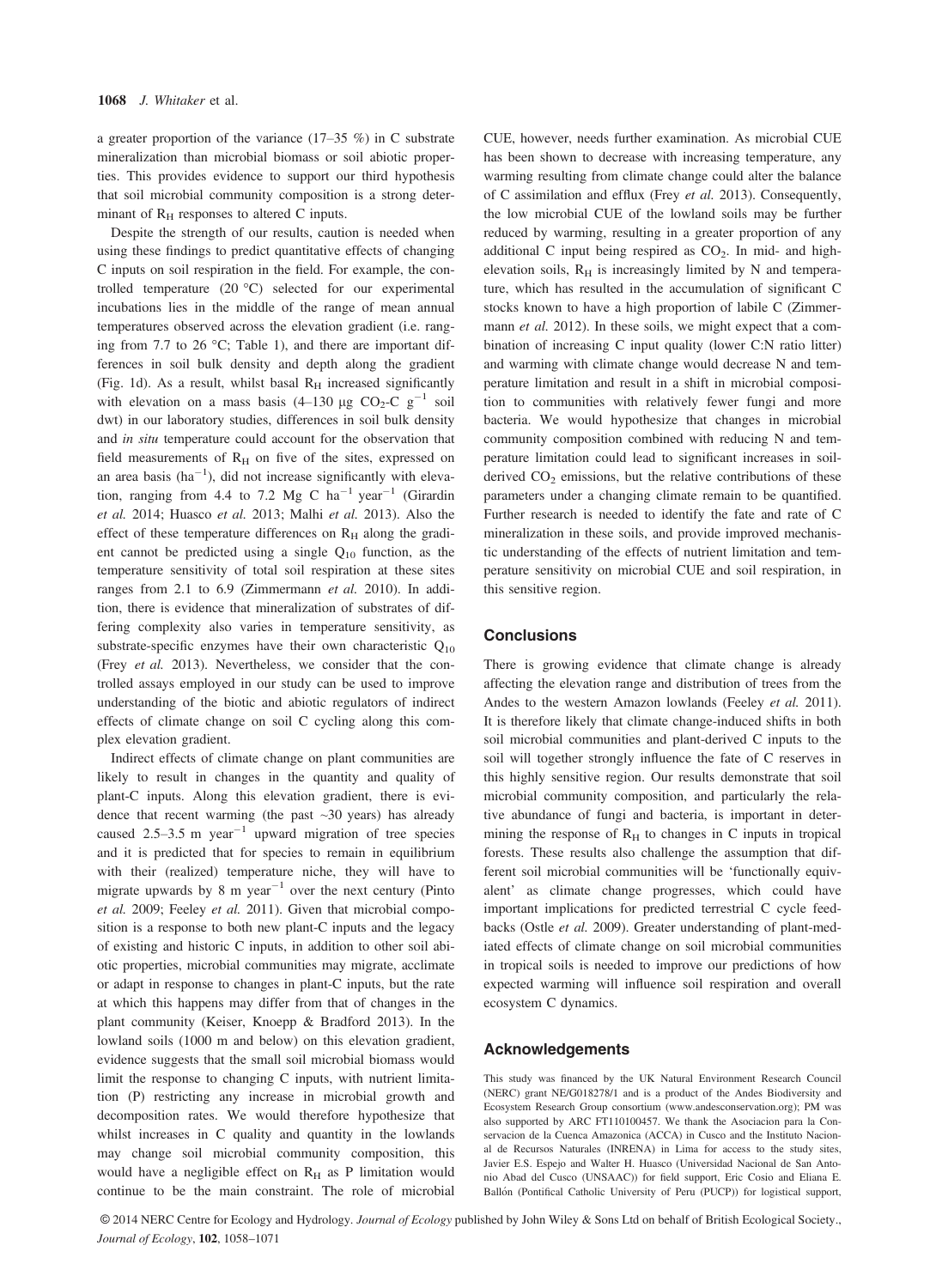a greater proportion of the variance (17–35 %) in C substrate mineralization than microbial biomass or soil abiotic properties. This provides evidence to support our third hypothesis that soil microbial community composition is a strong determinant of $R_H$ responses to altered C inputs.

Despite the strength of our results, caution is needed when using these findings to predict quantitative effects of changing C inputs on soil respiration in the field. For example, the controlled temperature (20 °C) selected for our experimental incubations lies in the middle of the range of mean annual temperatures observed across the elevation gradient (i.e. ranging from 7.7 to 26 °C; Table 1), and there are important differences in soil bulk density and depth along the gradient (Fig. 1d). As a result, whilst basal $R_H$ increased significantly with elevation on a mass basis (4–130 μg $CO_2$-C $g^{-1}$ soil dwt) in our laboratory studies, differences in soil bulk density and *in situ* temperature could account for the observation that field measurements of $R_H$ on five of the sites, expressed on an area basis ($ha^{-1}$), did not increase significantly with elevation, ranging from 4.4 to 7.2 Mg C $ha^{-1}$ $year^{-1}$ (Girardin *et al.* 2014; Huasco *et al.* 2013; Malhi *et al.* 2013). Also the effect of these temperature differences on $R_H$ along the gradient cannot be predicted using a single $Q_{10}$ function, as the temperature sensitivity of total soil respiration at these sites ranges from 2.1 to 6.9 (Zimmermann *et al.* 2010). In addition, there is evidence that mineralization of substrates of differing complexity also varies in temperature sensitivity, as substrate-specific enzymes have their own characteristic $Q_{10}$ (Frey *et al.* 2013). Nevertheless, we consider that the controlled assays employed in our study can be used to improve understanding of the biotic and abiotic regulators of indirect effects of climate change on soil C cycling along this complex elevation gradient.

Indirect effects of climate change on plant communities are likely to result in changes in the quantity and quality of plant-C inputs. Along this elevation gradient, there is evidence that recent warming (the past ~30 years) has already caused 2.5–3.5 m $year^{-1}$ upward migration of tree species and it is predicted that for species to remain in equilibrium with their (realized) temperature niche, they will have to migrate upwards by 8 m $year^{-1}$ over the next century (Pinto *et al.* 2009; Feeley *et al.* 2011). Given that microbial composition is a response to both new plant-C inputs and the legacy of existing and historic C inputs, in addition to other soil abiotic properties, microbial communities may migrate, acclimate or adapt in response to changes in plant-C inputs, but the rate at which this happens may differ from that of changes in the plant community (Keiser, Knoepp & Bradford 2013). In the lowland soils (1000 m and below) on this elevation gradient, evidence suggests that the small soil microbial biomass would limit the response to changing C inputs, with nutrient limitation (P) restricting any increase in microbial growth and decomposition rates. We would therefore hypothesize that whilst increases in C quality and quantity in the lowlands may change soil microbial community composition, this would have a negligible effect on $R_H$ as P limitation would continue to be the main constraint. The role of microbial CUE, however, needs further examination. As microbial CUE has been shown to decrease with increasing temperature, any warming resulting from climate change could alter the balance of C assimilation and efflux (Frey *et al.* 2013). Consequently, the low microbial CUE of the lowland soils may be further reduced by warming, resulting in a greater proportion of any additional C input being respired as $CO_2$. In mid- and high-elevation soils, $R_H$ is increasingly limited by N and temperature, which has resulted in the accumulation of significant C stocks known to have a high proportion of labile C (Zimmermann *et al.* 2012). In these soils, we might expect that a combination of increasing C input quality (lower C:N ratio litter) and warming with climate change would decrease N and temperature limitation and result in a shift in microbial composition to communities with relatively fewer fungi and more bacteria. We would hypothesize that changes in microbial community composition combined with reducing N and temperature limitation could lead to significant increases in soil-derived $CO_2$ emissions, but the relative contributions of these parameters under a changing climate remain to be quantified. Further research is needed to identify the fate and rate of C mineralization in these soils, and provide improved mechanistic understanding of the effects of nutrient limitation and temperature sensitivity on microbial CUE and soil respiration, in this sensitive region.

## Conclusions

There is growing evidence that climate change is already affecting the elevation range and distribution of trees from the Andes to the western Amazon lowlands (Feeley *et al.* 2011). It is therefore likely that climate change-induced shifts in both soil microbial communities and plant-derived C inputs to the soil will together strongly influence the fate of C reserves in this highly sensitive region. Our results demonstrate that soil microbial community composition, and particularly the relative abundance of fungi and bacteria, is important in determining the response of $R_H$ to changes in C inputs in tropical forests. These results also challenge the assumption that different soil microbial communities will be 'functionally equivalent' as climate change progresses, which could have important implications for predicted terrestrial C cycle feedbacks (Ostle *et al.* 2009). Greater understanding of plant-mediated effects of climate change on soil microbial communities in tropical soils is needed to improve our predictions of how expected warming will influence soil respiration and overall ecosystem C dynamics.

## Acknowledgements

This study was financed by the UK Natural Environment Research Council (NERC) grant NE/G018278/1 and is a product of the Andes Biodiversity and Ecosystem Research Group consortium (www.andesconservation.org); PM was also supported by ARC FT110100457. We thank the Asociacion para la Conservacion de la Cuenca Amazonica (ACCA) in Cusco and the Instituto Nacional de Recursos Naturales (INRENA) in Lima for access to the study sites, Javier E.S. Espejo and Walter H. Huasco (Universidad Nacional de San Antonio Abad del Cusco (UNSAAC)) for field support, Eric Cosio and Eliana E. Ballón (Pontifical Catholic University of Peru (PUCP)) for logistical support,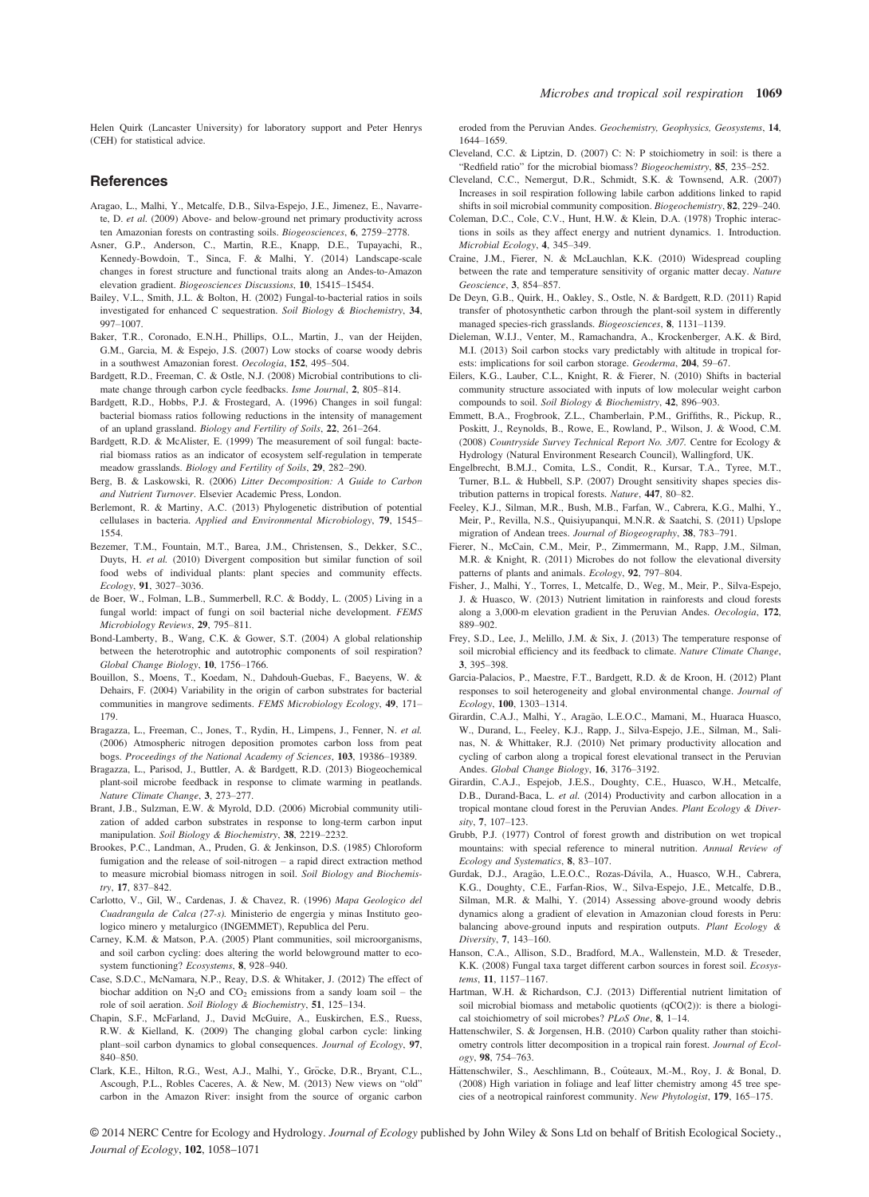Helen Quirk (Lancaster University) for laboratory support and Peter Henrys (CEH) for statistical advice.

## References

Aragao, L., Malhi, Y., Metcalfe, D.B., Silva-Espejo, J.E., Jimenez, E., Navarrete, D. *et al.* (2009) Above- and below-ground net primary productivity across ten Amazonian forests on contrasting soils. *Biogeosciences*, **6**, 2759–2778.

Asner, G.P., Anderson, C., Martin, R.E., Knapp, D.E., Tupayachi, R., Kennedy-Bowdoin, T., Sinca, F. & Malhi, Y. (2014) Landscape-scale changes in forest structure and functional traits along an Andes-to-Amazon elevation gradient. *Biogeosciences Discussions*, **10**, 15415–15454.

Bailey, V.L., Smith, J.L. & Bolton, H. (2002) Fungal-to-bacterial ratios in soils investigated for enhanced C sequestration. *Soil Biology & Biochemistry*, **34**, 997–1007.

Baker, T.R., Coronado, E.N.H., Phillips, O.L., Martin, J., van der Heijden, G.M., Garcia, M. & Espejo, J.S. (2007) Low stocks of coarse woody debris in a southwest Amazonian forest. *Oecologia*, **152**, 495–504.

Bardgett, R.D., Freeman, C. & Ostle, N.J. (2008) Microbial contributions to climate change through carbon cycle feedbacks. *Isme Journal*, **2**, 805–814.

Bardgett, R.D., Hobbs, P.J. & Frostegard, A. (1996) Changes in soil fungal: bacterial biomass ratios following reductions in the intensity of management of an upland grassland. *Biology and Fertility of Soils*, **22**, 261–264.

Bardgett, R.D. & McAlister, E. (1999) The measurement of soil fungal: bacterial biomass ratios as an indicator of ecosystem self-regulation in temperate meadow grasslands. *Biology and Fertility of Soils*, **29**, 282–290.

Berg, B. & Laskowski, R. (2006) *Litter Decomposition: A Guide to Carbon and Nutrient Turnover*. Elsevier Academic Press, London.

Berlemont, R. & Martiny, A.C. (2013) Phylogenetic distribution of potential cellulases in bacteria. *Applied and Environmental Microbiology*, **79**, 1545–1554.

Bezemer, T.M., Fountain, M.T., Barea, J.M., Christensen, S., Dekker, S.C., Duyts, H. *et al.* (2010) Divergent composition but similar function of soil food webs of individual plants: plant species and community effects. *Ecology*, **91**, 3027–3036.

de Boer, W., Folman, L.B., Summerbell, R.C. & Boddy, L. (2005) Living in a fungal world: impact of fungi on soil bacterial niche development. *FEMS Microbiology Reviews*, **29**, 795–811.

Bond-Lamberty, B., Wang, C.K. & Gower, S.T. (2004) A global relationship between the heterotrophic and autotrophic components of soil respiration? *Global Change Biology*, **10**, 1756–1766.

Bouillon, S., Moens, T., Koedam, N., Dahdouh-Guebas, F., Baeyens, W. & Dehairs, F. (2004) Variability in the origin of carbon substrates for bacterial communities in mangrove sediments. *FEMS Microbiology Ecology*, **49**, 171–179.

Bragazza, L., Freeman, C., Jones, T., Rydin, H., Limpens, J., Fenner, N. *et al.* (2006) Atmospheric nitrogen deposition promotes carbon loss from peat bogs. *Proceedings of the National Academy of Sciences*, **103**, 19386–19389.

Bragazza, L., Parisod, J., Buttler, A. & Bardgett, R.D. (2013) Biogeochemical plant-soil microbe feedback in response to climate warming in peatlands. *Nature Climate Change*, **3**, 273–277.

Brant, J.B., Sulzman, E.W. & Myrold, D.D. (2006) Microbial community utilization of added carbon substrates in response to long-term carbon input manipulation. *Soil Biology & Biochemistry*, **38**, 2219–2232.

Brookes, P.C., Landman, A., Pruden, G. & Jenkinson, D.S. (1985) Chloroform fumigation and the release of soil-nitrogen – a rapid direct extraction method to measure microbial biomass nitrogen in soil. *Soil Biology and Biochemistry*, **17**, 837–842.

Carlotto, V., Gil, W., Cardenas, J. & Chavez, R. (1996) *Mapa Geologico del Cuadrangula de Calca (27-s)*. Ministerio de engergia y minas Instituto geologico minero y metalurgico (INGEMMET), Republica del Peru.

Carney, K.M. & Matson, P.A. (2005) Plant communities, soil microorganisms, and soil carbon cycling: does altering the world belowground matter to ecosystem functioning? *Ecosystems*, **8**, 928–940.

Case, S.D.C., McNamara, N.P., Reay, D.S. & Whitaker, J. (2012) The effect of biochar addition on $N_2O$ and $CO_2$ emissions from a sandy loam soil – the role of soil aeration. *Soil Biology & Biochemistry*, **51**, 125–134.

Chapin, S.F., McFarland, J., David McGuire, A., Euskirchen, E.S., Ruess, R.W. & Kielland, K. (2009) The changing global carbon cycle: linking plant–soil carbon dynamics to global consequences. *Journal of Ecology*, **97**, 840–850.

Clark, K.E., Hilton, R.G., West, A.J., Malhi, Y., Gröcke, D.R., Bryant, C.L., Ascough, P.L., Robles Caceres, A. & New, M. (2013) New views on "old" carbon in the Amazon River: insight from the source of organic carbon eroded from the Peruvian Andes. *Geochemistry, Geophysics, Geosystems*, **14**, 1644–1659.

Cleveland, C.C. & Liptzin, D. (2007) C: N: P stoichiometry in soil: is there a "Redfield ratio" for the microbial biomass? *Biogeochemistry*, **85**, 235–252.

Cleveland, C.C., Nemergut, D.R., Schmidt, S.K. & Townsend, A.R. (2007) Increases in soil respiration following labile carbon additions linked to rapid shifts in soil microbial community composition. *Biogeochemistry*, **82**, 229–240.

Coleman, D.C., Cole, C.V., Hunt, H.W. & Klein, D.A. (1978) Trophic interactions in soils as they affect energy and nutrient dynamics. 1. Introduction. *Microbial Ecology*, **4**, 345–349.

Craine, J.M., Fierer, N. & McLauchlan, K.K. (2010) Widespread coupling between the rate and temperature sensitivity of organic matter decay. *Nature Geoscience*, **3**, 854–857.

De Deyn, G.B., Quirk, H., Oakley, S., Ostle, N. & Bardgett, R.D. (2011) Rapid transfer of photosynthetic carbon through the plant-soil system in differently managed species-rich grasslands. *Biogeosciences*, **8**, 1131–1139.

Dieleman, W.I.J., Venter, M., Ramachandra, A., Krockenberger, A.K. & Bird, M.I. (2013) Soil carbon stocks vary predictably with altitude in tropical forests: implications for soil carbon storage. *Geoderma*, **204**, 59–67.

Eilers, K.G., Lauber, C.L., Knight, R. & Fierer, N. (2010) Shifts in bacterial community structure associated with inputs of low molecular weight carbon compounds to soil. *Soil Biology & Biochemistry*, **42**, 896–903.

Emmett, B.A., Frogbrook, Z.L., Chamberlain, P.M., Griffiths, R., Pickup, R., Poskitt, J., Reynolds, B., Rowe, E., Rowland, P., Wilson, J. & Wood, C.M. (2008) *Countryside Survey Technical Report No. 3/07*. Centre for Ecology & Hydrology (Natural Environment Research Council), Wallingford, UK.

Engelbrecht, B.M.J., Comita, L.S., Condit, R., Kursar, T.A., Tyree, M.T., Turner, B.L. & Hubbell, S.P. (2007) Drought sensitivity shapes species distribution patterns in tropical forests. *Nature*, **447**, 80–82.

Feeley, K.J., Silman, M.R., Bush, M.B., Farfan, W., Cabrera, K.G., Malhi, Y., Meir, P., Revilla, N.S., Quisiyupanqui, M.N.R. & Saatchi, S. (2011) Upslope migration of Andean trees. *Journal of Biogeography*, **38**, 783–791.

Fierer, N., McCain, C.M., Meir, P., Zimmermann, M., Rapp, J.M., Silman, M.R. & Knight, R. (2011) Microbes do not follow the elevational diversity patterns of plants and animals. *Ecology*, **92**, 797–804.

Fisher, J., Malhi, Y., Torres, I., Metcalfe, D., Weg, M., Meir, P., Silva-Espejo, J. & Huasco, W. (2013) Nutrient limitation in rainforests and cloud forests along a 3,000-m elevation gradient in the Peruvian Andes. *Oecologia*, **172**, 889–902.

Frey, S.D., Lee, J., Melillo, J.M. & Six, J. (2013) The temperature response of soil microbial efficiency and its feedback to climate. *Nature Climate Change*, **3**, 395–398.

Garcia-Palacios, P., Maestre, F.T., Bardgett, R.D. & de Kroon, H. (2012) Plant responses to soil heterogeneity and global environmental change. *Journal of Ecology*, **100**, 1303–1314.

Girardin, C.A.J., Malhi, Y., Aragão, L.E.O.C., Mamani, M., Huaraca Huasco, W., Durand, L., Feeley, K.J., Rapp, J., Silva-Espejo, J.E., Silman, M., Salinas, N. & Whittaker, R.J. (2010) Net primary productivity allocation and cycling of carbon along a tropical forest elevational transect in the Peruvian Andes. *Global Change Biology*, **16**, 3176–3192.

Girardin, C.A.J., Espejob, J.E.S., Doughty, C.E., Huasco, W.H., Metcalfe, D.B., Durand-Baca, L. *et al.* (2014) Productivity and carbon allocation in a tropical montane cloud forest in the Peruvian Andes. *Plant Ecology & Diversity*, **7**, 107–123.

Grubb, P.J. (1977) Control of forest growth and distribution on wet tropical mountains: with special reference to mineral nutrition. *Annual Review of Ecology and Systematics*, **8**, 83–107.

Gurdak, D.J., Aragão, L.E.O.C., Rozas-Dávila, A., Huasco, W.H., Cabrera, K.G., Doughty, C.E., Farfan-Rios, W., Silva-Espejo, J.E., Metcalfe, D.B., Silman, M.R. & Malhi, Y. (2014) Assessing above-ground woody debris dynamics along a gradient of elevation in Amazonian cloud forests in Peru: balancing above-ground inputs and respiration outputs. *Plant Ecology & Diversity*, **7**, 143–160.

Hanson, C.A., Allison, S.D., Bradford, M.A., Wallenstein, M.D. & Treseder, K.K. (2008) Fungal taxa target different carbon sources in forest soil. *Ecosystems*, **11**, 1157–1167.

Hartman, W.H. & Richardson, C.J. (2013) Differential nutrient limitation of soil microbial biomass and metabolic quotients (qCO(2)): is there a biological stoichiometry of soil microbes? *PLoS One*, **8**, 1–14.

Hattenschwiler, S. & Jorgensen, H.B. (2010) Carbon quality rather than stoichiometry controls litter decomposition in a tropical rain forest. *Journal of Ecology*, **98**, 754–763.

Hättenschwiler, S., Aeschlimann, B., Coûteaux, M.-M., Roy, J. & Bonal, D. (2008) High variation in foliage and leaf litter chemistry among 45 tree species of a neotropical rainforest community. *New Phytologist*, **179**, 165–175.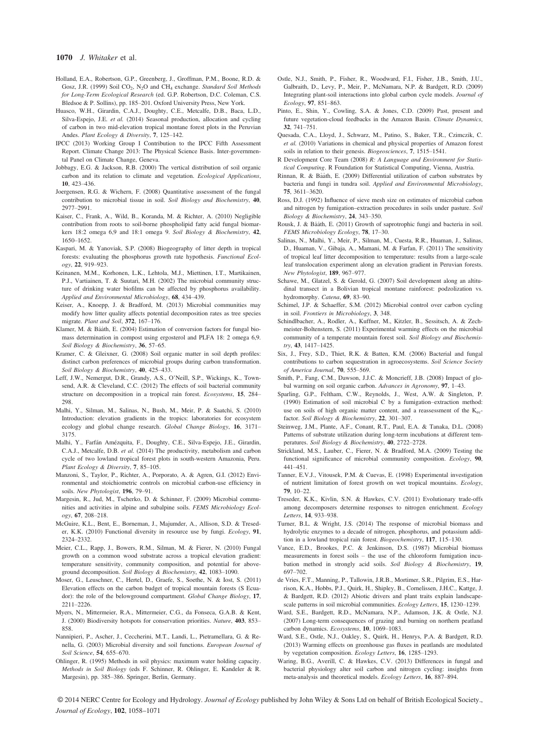Holland, E.A., Robertson, G.P., Greenberg, J., Groffman, P.M., Boone, R.D. & Gosz, J.R. (1999) Soil $CO_2$, $N_2O$ and $CH_4$ exchange. *Standard Soil Methods for Long-Term Ecological Research* (ed. G.P. Robertson, D.C. Coleman, C.S. Bledsoe & P. Sollins), pp. 185–201. Oxford University Press, New York.

Huasco, W.H., Girardin, C.A.J., Doughty, C.E., Metcalfe, D.B., Baca, L.D., Silva-Espejo, J.E. *et al.* (2014) Seasonal production, allocation and cycling of carbon in two mid-elevation tropical montane forest plots in the Peruvian Andes. *Plant Ecology & Diversity*, **7**, 125–142.

IPCC (2013) Working Group I Contribution to the IPCC Fifth Assessment Report. Climate Change 2013: The Physical Science Basis. Inter-governmental Panel on Climate Change, Geneva.

Jobbagy, E.G. & Jackson, R.B. (2000) The vertical distribution of soil organic carbon and its relation to climate and vegetation. *Ecological Applications*, **10**, 423–436.

Joergensen, R.G. & Wichern, F. (2008) Quantitative assessment of the fungal contribution to microbial tissue in soil. *Soil Biology and Biochemistry*, **40**, 2977–2991.

Kaiser, C., Frank, A., Wild, B., Koranda, M. & Richter, A. (2010) Negligible contribution from roots to soil-borne phospholipid fatty acid fungal biomarkers 18:2 omega 6,9 and 18:1 omega 9. *Soil Biology & Biochemistry*, **42**, 1650–1652.

Kaspari, M. & Yanoviak, S.P. (2008) Biogeography of litter depth in tropical forests: evaluating the phosphorus growth rate hypothesis. *Functional Ecology*, **22**, 919–923.

Keinanen, M.M., Korhonen, L.K., Lehtola, M.J., Miettinen, I.T., Martikainen, P.J., Vartiainen, T. & Suutari, M.H. (2002) The microbial community structure of drinking water biofilms can be affected by phosphorus availability. *Applied and Environmental Microbiology*, **68**, 434–439.

Keiser, A., Knoepp, J. & Bradford, M. (2013) Microbial communities may modify how litter quality affects potential decomposition rates as tree species migrate. *Plant and Soil*, **372**, 167–176.

Klamer, M. & Bååth, E. (2004) Estimation of conversion factors for fungal biomass determination in compost using ergosterol and PLFA 18: 2 omega 6,9. *Soil Biology & Biochemistry*, **36**, 57–65.

Kramer, C. & Gleixner, G. (2008) Soil organic matter in soil depth profiles: distinct carbon preferences of microbial groups during carbon transformation. *Soil Biology & Biochemistry*, **40**, 425–433.

Leff, J.W., Nemergut, D.R., Grandy, A.S., O'Neill, S.P., Wickings, K., Townsend, A.R. & Cleveland, C.C. (2012) The effects of soil bacterial community structure on decomposition in a tropical rain forest. *Ecosystems*, **15**, 284–298.

Malhi, Y., Silman, M., Salinas, N., Bush, M., Meir, P. & Saatchi, S. (2010) Introduction: elevation gradients in the tropics: laboratories for ecosystem ecology and global change research. *Global Change Biology*, **16**, 3171–3175.

Malhi, Y., Farfán Amézquita, F., Doughty, C.E., Silva-Espejo, J.E., Girardin, C.A.J., Metcalfe, D.B. *et al.* (2014) The productivity, metabolism and carbon cycle of two lowland tropical forest plots in south-western Amazonia, Peru. *Plant Ecology & Diversity*, **7**, 85–105.

Manzoni, S., Taylor, P., Richter, A., Porporato, A. & Agren, G.I. (2012) Environmental and stoichiometric controls on microbial carbon-use efficiency in soils. *New Phytologist*, **196**, 79–91.

Margesin, R., Jud, M., Tscherko, D. & Schinner, F. (2009) Microbial communities and activities in alpine and subalpine soils. *FEMS Microbiology Ecology*, **67**, 208–218.

McGuire, K.L., Bent, E., Borneman, J., Majumder, A., Allison, S.D. & Treseder, K.K. (2010) Functional diversity in resource use by fungi. *Ecology*, **91**, 2324–2332.

Meier, C.L., Rapp, J., Bowers, R.M., Silman, M. & Fierer, N. (2010) Fungal growth on a common wood substrate across a tropical elevation gradient: temperature sensitivity, community composition, and potential for above-ground decomposition. *Soil Biology & Biochemistry*, **42**, 1083–1090.

Moser, G., Leuschner, C., Hertel, D., Graefe, S., Soethe, N. & Iost, S. (2011) Elevation effects on the carbon budget of tropical mountain forests (S Ecuador): the role of the belowground compartment. *Global Change Biology*, **17**, 2211–2226.

Myers, N., Mittermeier, R.A., Mittermeier, C.G., da Fonseca, G.A.B. & Kent, J. (2000) Biodiversity hotspots for conservation priorities. *Nature*, **403**, 853–858.

Nannipieri, P., Ascher, J., Ceccherini, M.T., Landi, L., Pietramellara, G. & Renella, G. (2003) Microbial diversity and soil functions. *European Journal of Soil Science*, **54**, 655–670.

Ohlinger, R. (1995) Methods in soil physics: maximum water holding capacity. *Methods in Soil Biology* (eds F. Schinner, R. Ohlinger, E. Kandeler & R. Margesin), pp. 385–386. Springer, Berlin, Germany.

Ostle, N.J., Smith, P., Fisher, R., Woodward, F.I., Fisher, J.B., Smith, J.U., Galbraith, D., Levy, P., Meir, P., McNamara, N.P. & Bardgett, R.D. (2009) Integrating plant-soil interactions into global carbon cycle models. *Journal of Ecology*, **97**, 851–863.

Pinto, E., Shin, Y., Cowling, S.A. & Jones, C.D. (2009) Past, present and future vegetation-cloud feedbacks in the Amazon Basin. *Climate Dynamics*, **32**, 741–751.

Quesada, C.A., Lloyd, J., Schwarz, M., Patino, S., Baker, T.R., Czimczik, C. *et al.* (2010) Variations in chemical and physical properties of Amazon forest soils in relation to their genesis. *Biogeosciences*, **7**, 1515–1541.

R Development Core Team (2008) *R: A Language and Environment for Statistical Computing*. R Foundation for Statistical Computing, Vienna, Austria.

Rinnan, R. & Bååth, E. (2009) Differential utilization of carbon substrates by bacteria and fungi in tundra soil. *Applied and Environmental Microbiology*, **75**, 3611–3620.

Ross, D.J. (1992) Influence of sieve mesh size on estimates of microbial carbon and nitrogen by fumigation–extraction procedures in soils under pasture. *Soil Biology & Biochemistry*, **24**, 343–350.

Rousk, J. & Bååth, E. (2011) Growth of saprotrophic fungi and bacteria in soil. *FEMS Microbiology Ecology*, **78**, 17–30.

Salinas, N., Malhi, Y., Meir, P., Silman, M., Cuesta, R.R., Huaman, J., Salinas, D., Huaman, V., Gibaja, A., Mamani, M. & Farfan, F. (2011) The sensitivity of tropical leaf litter decomposition to temperature: results from a large-scale leaf translocation experiment along an elevation gradient in Peruvian forests. *New Phytologist*, **189**, 967–977.

Schawe, M., Glatzel, S. & Gerold, G. (2007) Soil development along an altitudinal transect in a Bolivian tropical montane rainforest: podzolization vs. hydromorphy. *Catena*, **69**, 83–90.

Schimel, J.P. & Schaeffer, S.M. (2012) Microbial control over carbon cycling in soil. *Frontiers in Microbiology*, **3**, 348.

Schindlbacher, A., Rodler, A., Kuffner, M., Kitzler, B., Sessitsch, A. & Zechmeister-Boltenstern, S. (2011) Experimental warming effects on the microbial community of a temperate mountain forest soil. *Soil Biology and Biochemistry*, **43**, 1417–1425.

Six, J., Frey, S.D., Thiet, R.K. & Batten, K.M. (2006) Bacterial and fungal contributions to carbon sequestration in agroecosystems. *Soil Science Society of America Journal*, **70**, 555–569.

Smith, P., Fang, C.M., Dawson, J.J.C. & Moncrieff, J.B. (2008) Impact of global warming on soil organic carbon. *Advances in Agronomy*, **97**, 1–43.

Sparling, G.P., Feltham, C.W., Reynolds, J., West, A.W. & Singleton, P. (1990) Estimation of soil microbial C by a fumigation–extraction method: use on soils of high organic matter content, and a reassessment of the $K_{ec}$-factor. *Soil Biology & Biochemistry*, **22**, 301–307.

Steinweg, J.M., Plante, A.F., Conant, R.T., Paul, E.A. & Tanaka, D.L. (2008) Patterns of substrate utilization during long-term incubations at different temperatures. *Soil Biology & Biochemistry*, **40**, 2722–2728.

Strickland, M.S., Lauber, C., Fierer, N. & Bradford, M.A. (2009) Testing the functional significance of microbial community composition. *Ecology*, **90**, 441–451.

Tanner, E.V.J., Vitousek, P.M. & Cuevas, E. (1998) Experimental investigation of nutrient limitation of forest growth on wet tropical mountains. *Ecology*, **79**, 10–22.

Treseder, K.K., Kivlin, S.N. & Hawkes, C.V. (2011) Evolutionary trade-offs among decomposers determine responses to nitrogen enrichment. *Ecology Letters*, **14**, 933–938.

Turner, B.L. & Wright, J.S. (2014) The response of microbial biomass and hydrolytic enzymes to a decade of nitrogen, phosphorus, and potassium addition in a lowland tropical rain forest. *Biogeochemistry*, **117**, 115–130.

Vance, E.D., Brookes, P.C. & Jenkinson, D.S. (1987) Microbial biomass measurements in forest soils – the use of the chloroform fumigation incubation method in strongly acid soils. *Soil Biology & Biochemistry*, **19**, 697–702.

de Vries, F.T., Manning, P., Tallowin, J.R.B., Mortimer, S.R., Pilgrim, E.S., Harrison, K.A., Hobbs, P.J., Quirk, H., Shipley, B., Cornelissen, J.H.C., Kattge, J. & Bardgett, R.D. (2012) Abiotic drivers and plant traits explain landscape-scale patterns in soil microbial communities. *Ecology Letters*, **15**, 1230–1239.

Ward, S.E., Bardgett, R.D., McNamara, N.P., Adamson, J.K. & Ostle, N.J. (2007) Long-term consequences of grazing and burning on northern peatland carbon dynamics. *Ecosystems*, **10**, 1069–1083.

Ward, S.E., Ostle, N.J., Oakley, S., Quirk, H., Henrys, P.A. & Bardgett, R.D. (2013) Warming effects on greenhouse gas fluxes in peatlands are modulated by vegetation composition. *Ecology Letters*, **16**, 1285–1293.

Waring, B.G., Averill, C. & Hawkes, C.V. (2013) Differences in fungal and bacterial physiology alter soil carbon and nitrogen cycling: insights from meta-analysis and theoretical models. *Ecology Letters*, **16**, 887–894.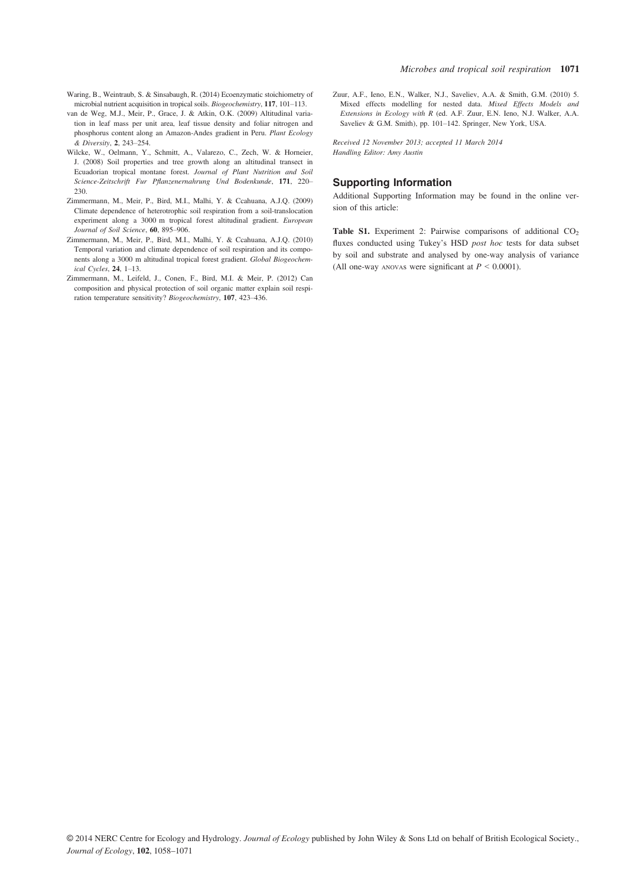Waring, B., Weintraub, S. & Sinsabaugh, R. (2014) Ecoenzymatic stoichiometry of microbial nutrient acquisition in tropical soils. *Biogeochemistry*, **117**, 101–113.

van de Weg, M.J., Meir, P., Grace, J. & Atkin, O.K. (2009) Altitudinal variation in leaf mass per unit area, leaf tissue density and foliar nitrogen and phosphorus content along an Amazon-Andes gradient in Peru. *Plant Ecology & Diversity*, **2**, 243–254.

Wilcke, W., Oelmann, Y., Schmitt, A., Valarezo, C., Zech, W. & Horneier, J. (2008) Soil properties and tree growth along an altitudinal transect in Ecuadorian tropical montane forest. *Journal of Plant Nutrition and Soil Science-Zeitschrift Fur Pflanzenernahrung Und Bodenkunde*, **171**, 220–230.

Zimmermann, M., Meir, P., Bird, M.I., Malhi, Y. & Ccahuana, A.J.Q. (2009) Climate dependence of heterotrophic soil respiration from a soil-translocation experiment along a 3000 m tropical forest altitudinal gradient. *European Journal of Soil Science*, **60**, 895–906.

Zimmermann, M., Meir, P., Bird, M.I., Malhi, Y. & Ccahuana, A.J.Q. (2010) Temporal variation and climate dependence of soil respiration and its components along a 3000 m altitudinal tropical forest gradient. *Global Biogeochemical Cycles*, **24**, 1–13.

Zimmermann, M., Leifeld, J., Conen, F., Bird, M.I. & Meir, P. (2012) Can composition and physical protection of soil organic matter explain soil respiration temperature sensitivity? *Biogeochemistry*, **107**, 423–436.

Zuur, A.F., Ieno, E.N., Walker, N.J., Saveliev, A.A. & Smith, G.M. (2010) 5. Mixed effects modelling for nested data. *Mixed Effects Models and Extensions in Ecology with R* (ed. A.F. Zuur, E.N. Ieno, N.J. Walker, A.A. Saveliev & G.M. Smith), pp. 101–142. Springer, New York, USA.

*Received 12 November 2013; accepted 11 March 2014*
*Handling Editor: Amy Austin*

## Supporting Information

Additional Supporting Information may be found in the online version of this article:

**Table S1.** Experiment 2: Pairwise comparisons of additional $CO_2$ fluxes conducted using Tukey's HSD *post hoc* tests for data subset by soil and substrate and analysed by one-way analysis of variance (All one-way ANOVAS were significant at $P < 0.0001$).